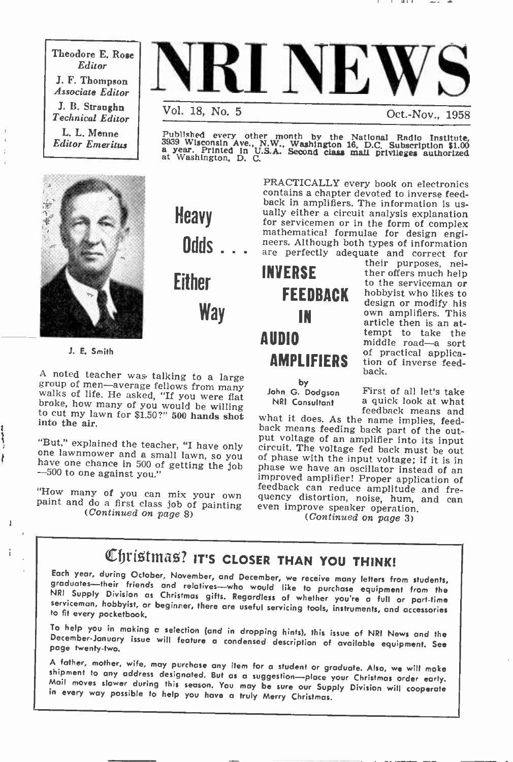Theodore E. Rose
*Editor*

J. F. Thompson
*Associate Editor*

J. B. Straughn
*Technical Editor*

L. L. Menne
*Editor Emeritus*

# NRI NEWS

Vol. 18, No. 5 Oct.-Nov., 1958

Published every other month by the National Radio Institute, 3939 Wisconsin Ave., N.W., Washington 16, D.C. Subscription $1.00 a year. Printed in U.S.A. Second class mail privileges authorized at Washington, D. C.

J. E. Smith

## Heavy Odds . . . Either Way

A noted teacher was talking to a large group of men—average fellows from many walks of life. He asked, "If you were flat broke, how many of you would be willing to cut my lawn for $1.50?" **500 hands shot into the air.**

"But," explained the teacher, "I have only one lawnmower and a small lawn, so you have one chance in 500 of getting the job —500 to one against you."

"How many of you can mix your own paint and do a first class job of painting

(*Continued on page* 8)

## INVERSE FEEDBACK IN AUDIO AMPLIFIERS

by
John G. Dodgson
NRI Consultant

PRACTICALLY every book on electronics contains a chapter devoted to inverse feedback in amplifiers. The information is usually either a circuit analysis explanation for servicemen or in the form of complex mathematical formulae for design engineers. Although both types of information are perfectly adequate and correct for their purposes, neither offers much help to the serviceman or hobbyist who likes to design or modify his own amplifiers. This article then is an attempt to take the middle road—a sort of practical application of inverse feedback.

First of all let's take a quick look at what feedback means and what it does. As the name implies, feedback means feeding back part of the output voltage of an amplifier into its input circuit. The voltage fed back must be out of phase with the input voltage; if it is in phase we have an oscillator instead of an improved amplifier! Proper application of feedback can reduce amplitude and frequency distortion, noise, hum, and can even improve speaker operation.

(*Continued on page* 3)

## Christmas? IT'S CLOSER THAN YOU THINK!

Each year, during October, November, and December, we receive many letters from students, graduates—their friends and relatives—who would like to purchase equipment from the NRI Supply Division as Christmas gifts. Regardless of whether you're a full or part-time serviceman, hobbyist, or beginner, there are useful servicing tools, instruments, and accessories to fit every pocketbook.

To help you in making a selection (and in dropping hints), this issue of NRI News and the December-January issue will feature a condensed description of available equipment. See page twenty-two.

A father, mother, wife, may purchase any item for a student or graduate. Also, we will make shipment to any address designated. But as a suggestion—place your Christmas order early. Mail moves slower during this season. You may be sure our Supply Division will cooperate in every way possible to help you have a truly Merry Christmas.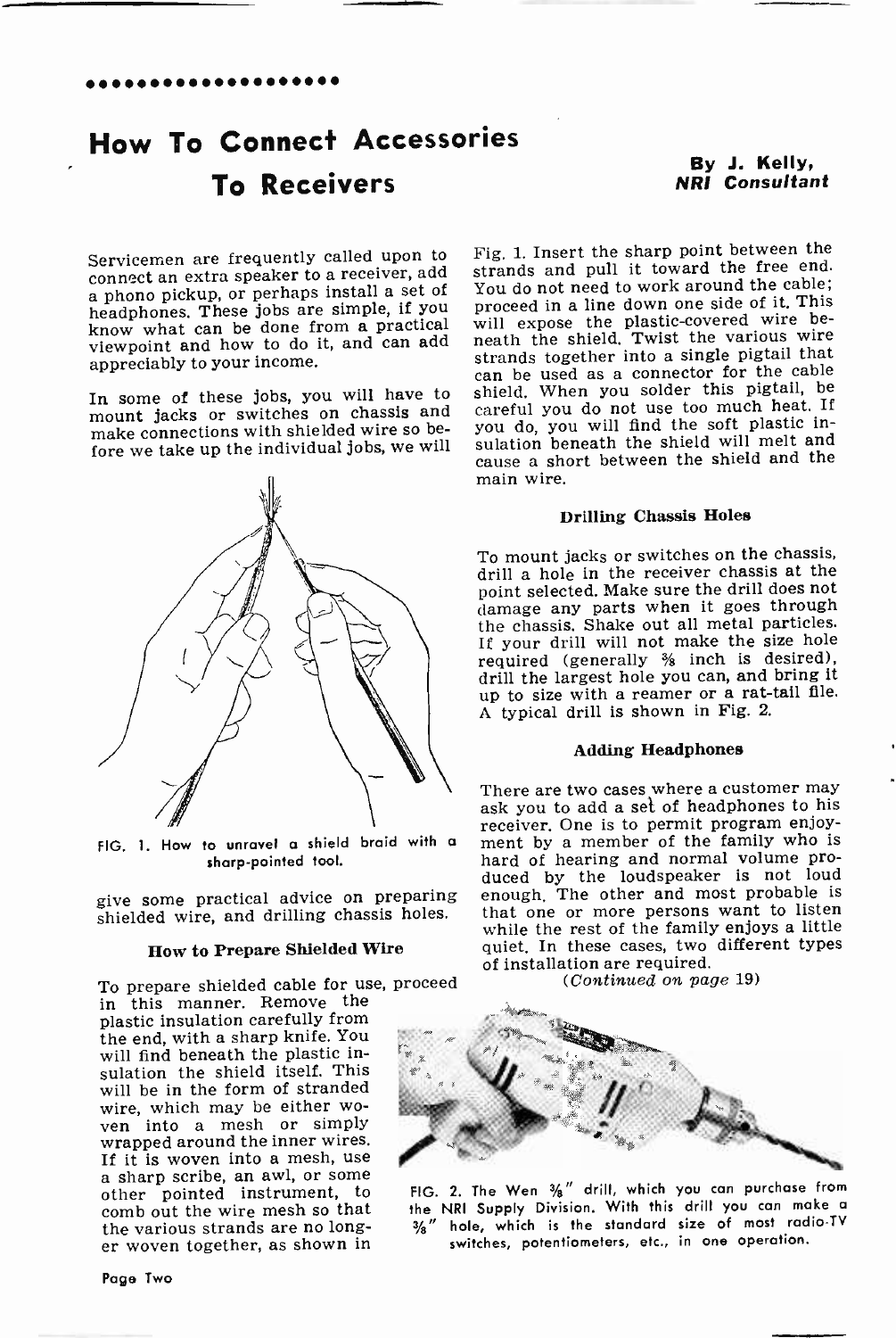# How To Connect Accessories To Receivers

**By J. Kelly, NRI Consultant**

Servicemen are frequently called upon to connect an extra speaker to a receiver, add a phono pickup, or perhaps install a set of headphones. These jobs are simple, if you know what can be done from a practical viewpoint and how to do it, and can add appreciably to your income.

In some of these jobs, you will have to mount jacks or switches on chassis and make connections with shielded wire so before we take up the individual jobs, we will give some practical advice on preparing shielded wire, and drilling chassis holes.

FIG. 1. How to unravel a shield braid with a sharp-pointed tool.

### How to Prepare Shielded Wire

To prepare shielded cable for use, proceed in this manner. Remove the plastic insulation carefully from the end, with a sharp knife. You will find beneath the plastic insulation the shield itself. This will be in the form of stranded wire, which may be either woven into a mesh or simply wrapped around the inner wires. If it is woven into a mesh, use a sharp scribe, an awl, or some other pointed instrument, to comb out the wire mesh so that the various strands are no longer woven together, as shown in Fig. 1. Insert the sharp point between the strands and pull it toward the free end. You do not need to work around the cable; proceed in a line down one side of it. This will expose the plastic-covered wire beneath the shield. Twist the various wire strands together into a single pigtail that can be used as a connector for the cable shield. When you solder this pigtail, be careful you do not use too much heat. If you do, you will find the soft plastic insulation beneath the shield will melt and cause a short between the shield and the main wire.

### Drilling Chassis Holes

To mount jacks or switches on the chassis, drill a hole in the receiver chassis at the point selected. Make sure the drill does not damage any parts when it goes through the chassis. Shake out all metal particles. If your drill will not make the size hole required (generally ⅜ inch is desired), drill the largest hole you can, and bring it up to size with a reamer or a rat-tail file. A typical drill is shown in Fig. 2.

### Adding Headphones

There are two cases where a customer may ask you to add a set of headphones to his receiver. One is to permit program enjoyment by a member of the family who is hard of hearing and normal volume produced by the loudspeaker is not loud enough. The other and most probable is that one or more persons want to listen while the rest of the family enjoys a little quiet. In these cases, two different types of installation are required.

*(Continued on page 19)*

FIG. 2. The Wen ⅜" drill, which you can purchase from the NRI Supply Division. With this drill you can make a ⅜" hole, which is the standard size of most radio-TV switches, potentiometers, etc., in one operation.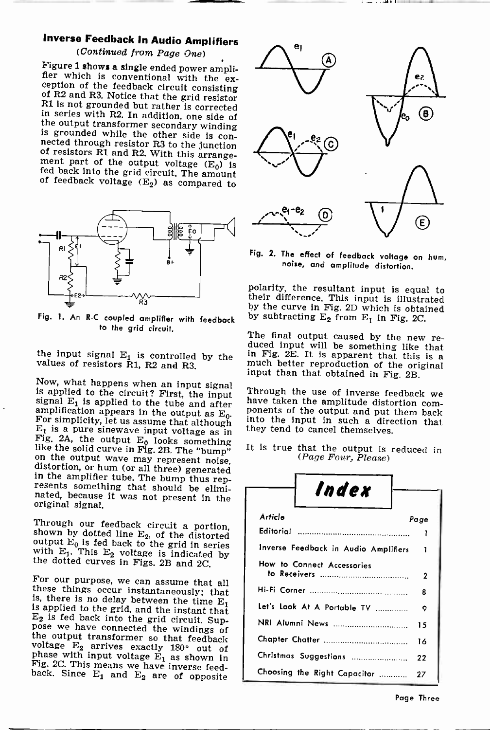## Inverse Feedback In Audio Amplifiers

*(Continued from Page One)*

Figure 1 shows a single ended power amplifier which is conventional with the exception of the feedback circuit consisting of R2 and R3. Notice that the grid resistor R1 is not grounded but rather is corrected in series with R2. In addition, one side of the output transformer secondary winding is grounded while the other side is connected through resistor R3 to the junction of resistors R1 and R2. With this arrangement part of the output voltage ($E_0$) is fed back into the grid circuit. The amount of feedback voltage ($E_2$) as compared to the input signal $E_1$ is controlled by the values of resistors R1, R2 and R3.

Fig. 1. An R-C coupled amplifier with feedback to the grid circuit.

Now, what happens when an input signal is applied to the circuit? First, the input signal $E_1$ is applied to the tube and after amplification appears in the output as $E_0$. For simplicity, let us assume that although $E_1$ is a pure sinewave input voltage as in Fig. 2A, the output $E_0$ looks something like the solid curve in Fig. 2B. The "bump" on the output wave may represent noise, distortion, or hum (or all three) generated in the amplifier tube. The bump thus represents something that should be eliminated, because it was not present in the original signal.

Through our feedback circuit a portion, shown by dotted line $E_2$, of the distorted output $E_0$ is fed back to the grid in series with $E_1$. This $E_2$ voltage is indicated by the dotted curves in Figs. 2B and 2C.

For our purpose, we can assume that all these things occur instantaneously; that is, there is no delay between the time $E_1$ is applied to the grid, and the instant that $E_2$ is fed back into the grid circuit. Suppose we have connected the windings of the output transformer so that feedback voltage $E_2$ arrives exactly 180° out of phase with input voltage $E_1$ as shown in Fig. 2C. This means we have inverse feedback. Since $E_1$ and $E_2$ are of opposite polarity, the resultant input is equal to their difference. This input is illustrated by the curve in Fig. 2D which is obtained by subtracting $E_2$ from $E_1$ in Fig. 2C.

Fig. 2. The effect of feedback voltage on hum, noise, and amplitude distortion.

The final output caused by the new reduced input will be something like that in Fig. 2E. It is apparent that this is a much better reproduction of the original input than that obtained in Fig. 2B.

Through the use of inverse feedback we have taken the amplitude distortion components of the output and put them back into the input in such a direction that they tend to cancel themselves.

It is true that the output is reduced in

*(Page Four, Please)*

## Index

| Article | Page |
|---|---|
| Editorial | 1 |
| Inverse Feedback in Audio Amplifiers | 1 |
| How to Connect Accessories to Receivers | 2 |
| Hi-Fi Corner | 8 |
| Let's Look At A Portable TV | 9 |
| NRI Alumni News | 15 |
| Chapter Chatter | 16 |
| Christmas Suggestions | 22 |
| Choosing the Right Capacitor | 27 |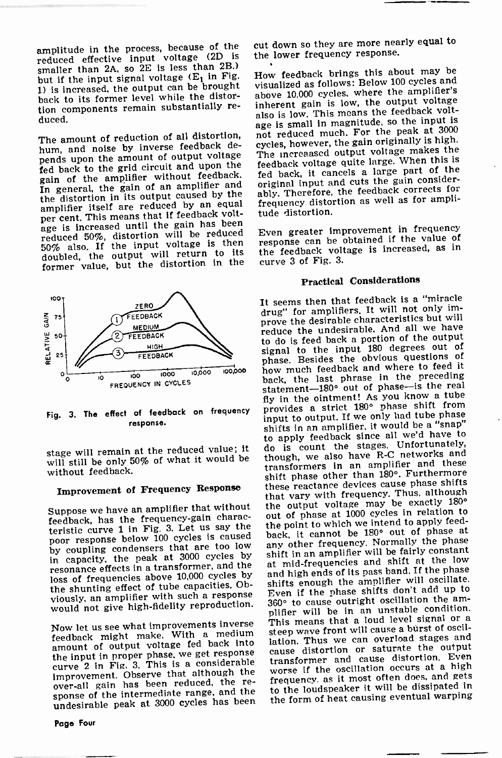amplitude in the process, because of the reduced effective input voltage (2D is smaller than 2A, so 2E is less than 2B.) but if the input signal voltage ($E_1$ in Fig. 1) is increased, the output can be brought back to its former level while the distortion components remain substantially reduced.

The amount of reduction of all distortion, hum, and noise by inverse feedback depends upon the amount of output voltage fed back to the grid circuit and upon the gain of the amplifier without feedback. In general, the gain of an amplifier and the distortion in its output caused by the amplifier itself are reduced by an equal per cent. This means that if feedback voltage is increased until the gain has been reduced 50%, distortion will be reduced 50% also. If the input voltage is then doubled, the output will return to its former value, but the distortion in the stage will remain at the reduced value; it will still be only 50% of what it would be without feedback.

Fig. 3. The effect of feedback on frequency response.

## Improvement of Frequency Response

Suppose we have an amplifier that without feedback, has the frequency-gain characteristic curve 1 in Fig. 3. Let us say the poor response below 100 cycles is caused by coupling condensers that are too low in capacity, the peak at 3000 cycles by resonance effects in a transformer, and the loss of frequencies above 10,000 cycles by the shunting effect of tube capacities. Obviously, an amplifier with such a response would not give high-fidelity reproduction.

Now let us see what improvements inverse feedback might make. With a medium amount of output voltage fed back into the input in proper phase, we get response curve 2 in Fig. 3. This is a considerable improvement. Observe that although the over-all gain has been reduced, the response of the intermediate range, and the undesirable peak at 3000 cycles has been cut down so they are more nearly equal to the lower frequency response.

How feedback brings this about may be visualized as follows: Below 100 cycles and above 10,000 cycles, where the amplifier's inherent gain is low, the output voltage also is low. This means the feedback voltage is small in magnitude, so the input is not reduced much. For the peak at 3000 cycles, however, the gain originally is high. The increased output voltage makes the feedback voltage quite large. When this is fed back, it cancels a large part of the original input and cuts the gain considerably. Therefore, the feedback corrects for frequency distortion as well as for amplitude distortion.

Even greater improvement in frequency response can be obtained if the value of the feedback voltage is increased, as in curve 3 of Fig. 3.

## Practical Considerations

It seems then that feedback is a "miracle drug" for amplifiers. It will not only improve the desirable characteristics but will reduce the undesirable. And all we have to do is feed back a portion of the output signal to the input 180 degrees out of phase. Besides the obvious questions of how much feedback and where to feed it back, the last phrase in the preceding statement—180° out of phase—is the real fly in the ointment! As you know a tube provides a strict 180° phase shift from input to output. If we only had tube phase shifts in an amplifier, it would be a "snap" to apply feedback since all we'd have to do is count the stages. Unfortunately, though, we also have R-C networks and transformers in an amplifier and these shift phase other than 180°. Furthermore these reactance devices cause phase shifts that vary with frequency. Thus, although the output voltage may be exactly 180° out of phase at 1000 cycles in relation to the point to which we intend to apply feedback, it cannot be 180° out of phase at any other frequency. Normally the phase shift in an amplifier will be fairly constant at mid-frequencies and shift at the low and high ends of its pass band. If the phase shifts enough the amplifier will oscillate. Even if the phase shifts don't add up to 360° to cause outright oscillation the amplifier will be in an unstable condition. This means that a loud level signal or a steep wave front will cause a burst of oscillation. Thus we can overload stages and cause distortion or saturate the output transformer and cause distortion. Even worse if the oscillation occurs at a high frequency, as it most often does, and gets to the loudspeaker it will be dissipated in the form of heat causing eventual warping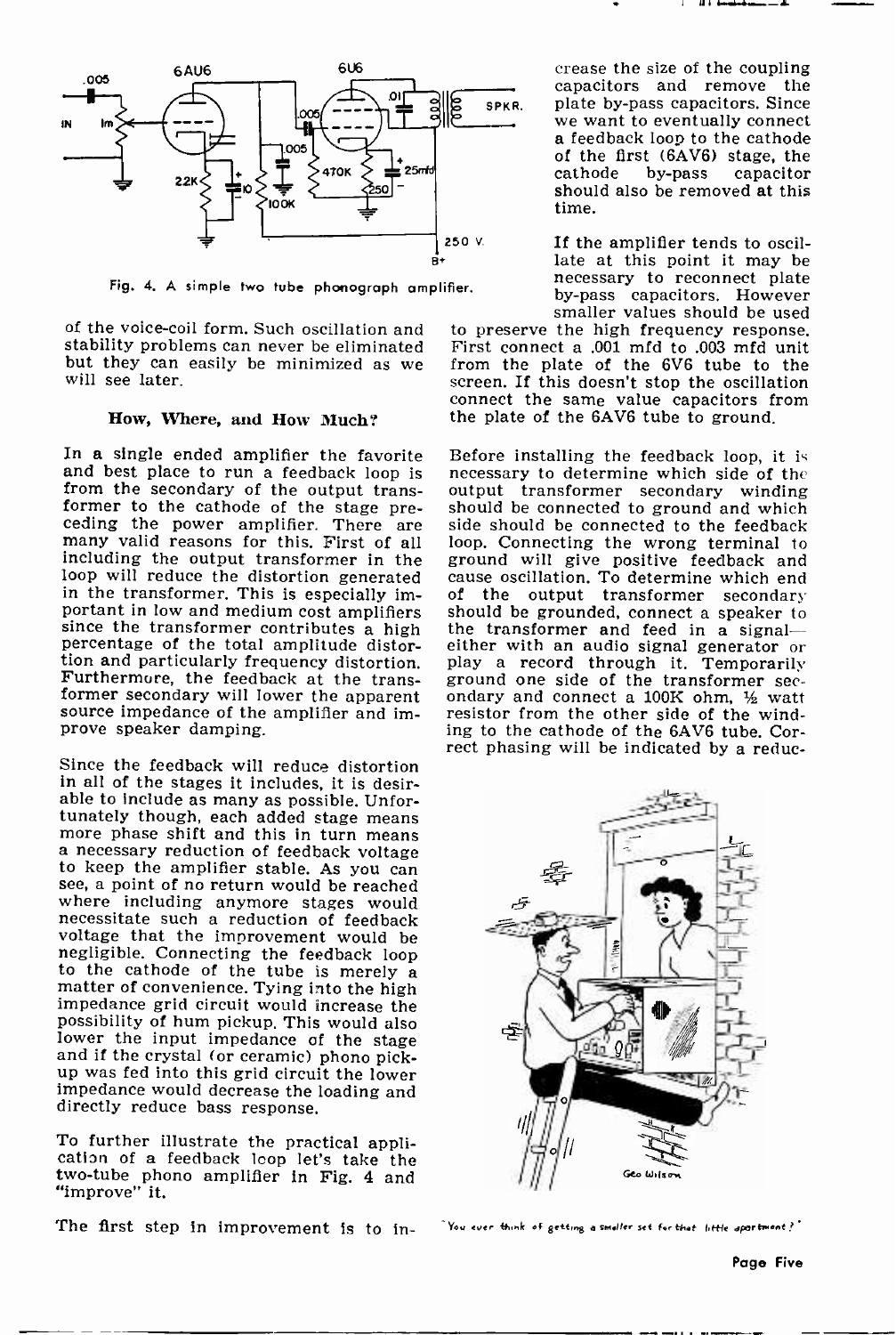Fig. 4. A simple two tube phonograph amplifier.

of the voice-coil form. Such oscillation and stability problems can never be eliminated but they can easily be minimized as we will see later.

### How, Where, and How Much?

In a single ended amplifier the favorite and best place to run a feedback loop is from the secondary of the output transformer to the cathode of the stage preceding the power amplifier. There are many valid reasons for this. First of all including the output transformer in the loop will reduce the distortion generated in the transformer. This is especially important in low and medium cost amplifiers since the transformer contributes a high percentage of the total amplitude distortion and particularly frequency distortion. Furthermore, the feedback at the transformer secondary will lower the apparent source impedance of the amplifier and improve speaker damping.

Since the feedback will reduce distortion in all of the stages it includes, it is desirable to include as many as possible. Unfortunately though, each added stage means more phase shift and this in turn means a necessary reduction of feedback voltage to keep the amplifier stable. As you can see, a point of no return would be reached where including anymore stages would necessitate such a reduction of feedback voltage that the improvement would be negligible. Connecting the feedback loop to the cathode of the tube is merely a matter of convenience. Tying into the high impedance grid circuit would increase the possibility of hum pickup. This would also lower the input impedance of the stage and if the crystal (or ceramic) phono pickup was fed into this grid circuit the lower impedance would decrease the loading and directly reduce bass response.

To further illustrate the practical application of a feedback loop let's take the two-tube phono amplifier in Fig. 4 and "improve" it.

The first step in improvement is to increase the size of the coupling capacitors and remove the plate by-pass capacitors. Since we want to eventually connect a feedback loop to the cathode of the first (6AV6) stage, the cathode by-pass capacitor should also be removed at this time.

If the amplifier tends to oscillate at this point it may be necessary to reconnect plate by-pass capacitors. However smaller values should be used to preserve the high frequency response. First connect a .001 mfd to .003 mfd unit from the plate of the 6V6 tube to the screen. If this doesn't stop the oscillation connect the same value capacitors from the plate of the 6AV6 tube to ground.

Before installing the feedback loop, it is necessary to determine which side of the output transformer secondary winding should be connected to ground and which side should be connected to the feedback loop. Connecting the wrong terminal to ground will give positive feedback and cause oscillation. To determine which end of the output transformer secondary should be grounded, connect a speaker to the transformer and feed in a signal—either with an audio signal generator or play a record through it. Temporarily ground one side of the transformer secondary and connect a 100K ohm, ½ watt resistor from the other side of the winding to the cathode of the 6AV6 tube. Correct phasing will be indicated by a reduc-

"You ever think of getting a smaller set for that little apartment?"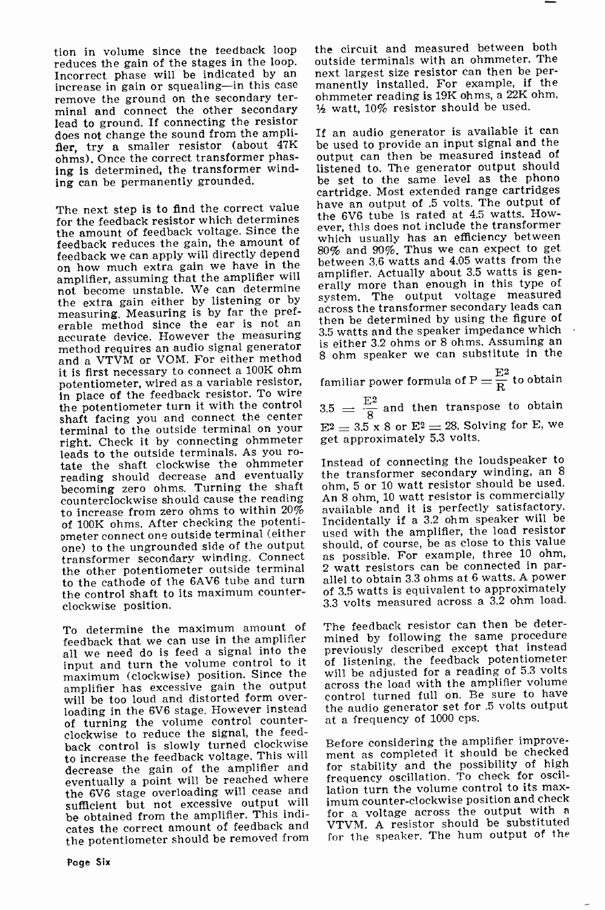tion in volume since the feedback loop reduces the gain of the stages in the loop. Incorrect phase will be indicated by an increase in gain or squealing—in this case remove the ground on the secondary terminal and connect the other secondary lead to ground. If connecting the resistor does not change the sound from the amplifier, try a smaller resistor (about 47K ohms). Once the correct transformer phasing is determined, the transformer winding can be permanently grounded.

The next step is to find the correct value for the feedback resistor which determines the amount of feedback voltage. Since the feedback reduces the gain, the amount of feedback we can apply will directly depend on how much extra gain we have in the amplifier, assuming that the amplifier will not become unstable. We can determine the extra gain either by listening or by measuring. Measuring is by far the preferable method since the ear is not an accurate device. However the measuring method requires an audio signal generator and a VTVM or VOM. For either method it is first necessary to connect a 100K ohm potentiometer, wired as a variable resistor, in place of the feedback resistor. To wire the potentiometer turn it with the control shaft facing you and connect the center terminal to the outside terminal on your right. Check it by connecting ohmmeter leads to the outside terminals. As you rotate the shaft clockwise the ohmmeter reading should decrease and eventually becoming zero ohms. Turning the shaft counterclockwise should cause the reading to increase from zero ohms to within 20% of 100K ohms. After checking the potentiometer connect one outside terminal (either one) to the ungrounded side of the output transformer secondary winding. Connect the other potentiometer outside terminal to the cathode of the 6AV6 tube and turn the control shaft to its maximum counterclockwise position.

To determine the maximum amount of feedback that we can use in the amplifier all we need do is feed a signal into the input and turn the volume control to it maximum (clockwise) position. Since the amplifier has excessive gain the output will be too loud and distorted form overloading in the 6V6 stage. However instead of turning the volume control counterclockwise to reduce the signal, the feedback control is slowly turned clockwise to increase the feedback voltage. This will decrease the gain of the amplifier and eventually a point will be reached where the 6V6 stage overloading will cease and sufficient but not excessive output will be obtained from the amplifier. This indicates the correct amount of feedback and the potentiometer should be removed from the circuit and measured between both outside terminals with an ohmmeter. The next largest size resistor can then be permanently installed. For example, if the ohmmeter reading is 19K ohms, a 22K ohm, ½ watt, 10% resistor should be used.

If an audio generator is available it can be used to provide an input signal and the output can then be measured instead of listened to. The generator output should be set to the same level as the phono cartridge. Most extended range cartridges have an output of .5 volts. The output of the 6V6 tube is rated at 4.5 watts. However, this does not include the transformer which usually has an efficiency between 80% and 90%. Thus we can expect to get between 3.6 watts and 4.05 watts from the amplifier. Actually about 3.5 watts is generally more than enough in this type of system. The output voltage measured across the transformer secondary leads can then be determined by using the figure of 3.5 watts and the speaker impedance which is either 3.2 ohms or 8 ohms. Assuming an 8 ohm speaker we can substitute in the familiar power formula of $P = \frac{E^2}{R}$ to obtain $3.5 = \frac{E^2}{8}$ and then transpose to obtain $E^2 = 3.5 \times 8$ or $E^2 = 28$. Solving for E, we get approximately 5.3 volts.

Instead of connecting the loudspeaker to the transformer secondary winding, an 8 ohm, 5 or 10 watt resistor should be used. An 8 ohm, 10 watt resistor is commercially available and it is perfectly satisfactory. Incidentally if a 3.2 ohm speaker will be used with the amplifier, the load resistor should, of course, be as close to this value as possible. For example, three 10 ohm, 2 watt resistors can be connected in parallel to obtain 3.3 ohms at 6 watts. A power of 3.5 watts is equivalent to approximately 3.3 volts measured across a 3.2 ohm load.

The feedback resistor can then be determined by following the same procedure previously described except that instead of listening, the feedback potentiometer will be adjusted for a reading of 5.3 volts across the load with the amplifier volume control turned full on. Be sure to have the audio generator set for .5 volts output at a frequency of 1000 cps.

Before considering the amplifier improvement as completed it should be checked for stability and the possibility of high frequency oscillation. To check for oscillation turn the volume control to its maximum counter-clockwise position and check for a voltage across the output with a VTVM. A resistor should be substituted for the speaker. The hum output of the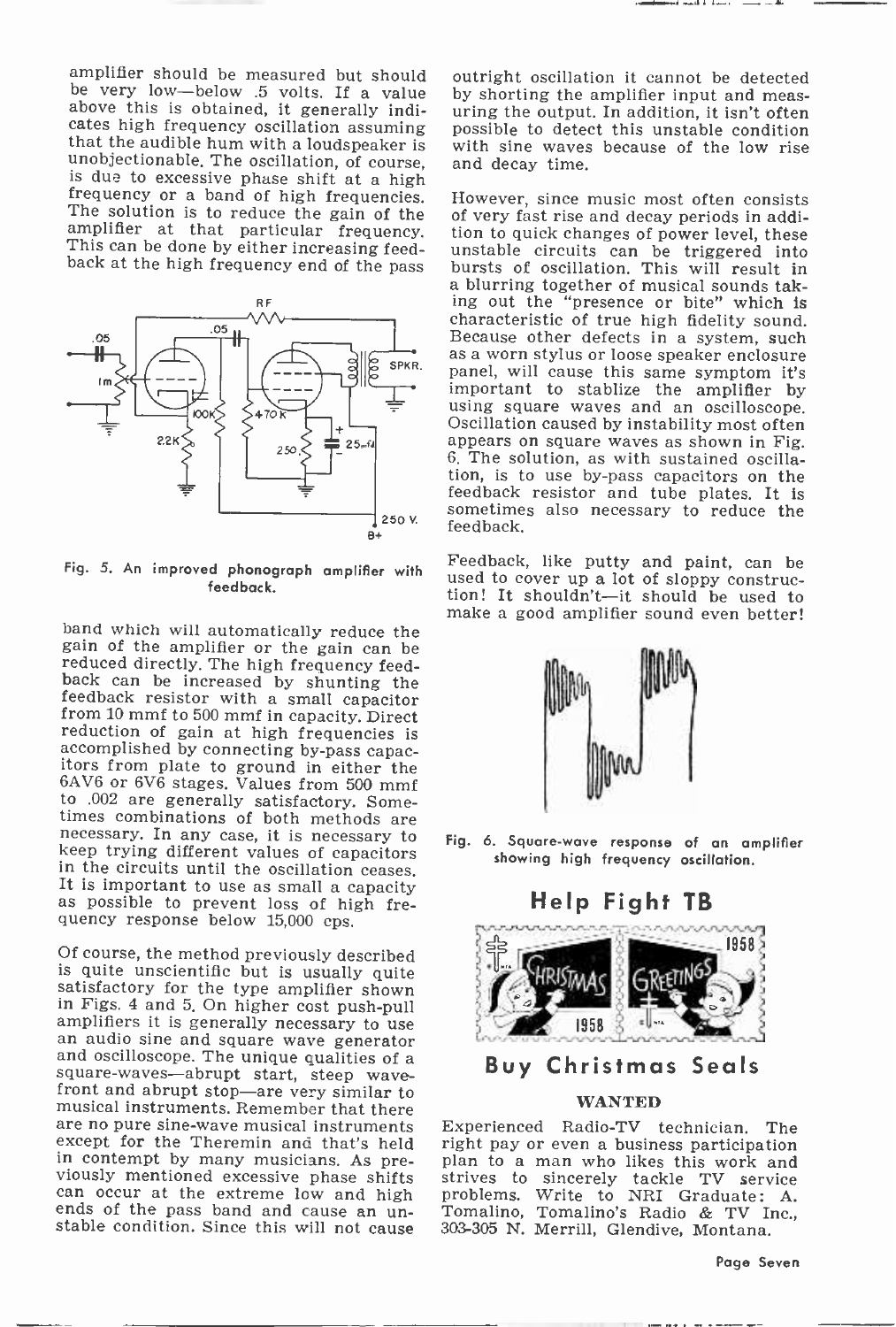amplifier should be measured but should be very low—below .5 volts. If a value above this is obtained, it generally indicates high frequency oscillation assuming that the audible hum with a loudspeaker is unobjectionable. The oscillation, of course, is due to excessive phase shift at a high frequency or a band of high frequencies. The solution is to reduce the gain of the amplifier at that particular frequency. This can be done by either increasing feedback at the high frequency end of the pass band which will automatically reduce the gain of the amplifier or the gain can be reduced directly. The high frequency feedback can be increased by shunting the feedback resistor with a small capacitor from 10 mmf to 500 mmf in capacity. Direct reduction of gain at high frequencies is accomplished by connecting by-pass capacitors from plate to ground in either the 6AV6 or 6V6 stages. Values from 500 mmf to .002 are generally satisfactory. Sometimes combinations of both methods are necessary. In any case, it is necessary to keep trying different values of capacitors in the circuits until the oscillation ceases. It is important to use as small a capacity as possible to prevent loss of high frequency response below 15,000 cps.

Fig. 5. An improved phonograph amplifier with feedback.

Of course, the method previously described is quite unscientific but is usually quite satisfactory for the type amplifier shown in Figs. 4 and 5. On higher cost push-pull amplifiers it is generally necessary to use an audio sine and square wave generator and oscilloscope. The unique qualities of a square-waves—abrupt start, steep wavefront and abrupt stop—are very similar to musical instruments. Remember that there are no pure sine-wave musical instruments except for the Theremin and that's held in contempt by many musicians. As previously mentioned excessive phase shifts can occur at the extreme low and high ends of the pass band and cause an unstable condition. Since this will not cause outright oscillation it cannot be detected by shorting the amplifier input and measuring the output. In addition, it isn't often possible to detect this unstable condition with sine waves because of the low rise and decay time.

However, since music most often consists of very fast rise and decay periods in addition to quick changes of power level, these unstable circuits can be triggered into bursts of oscillation. This will result in a blurring together of musical sounds taking out the "presence or bite" which is characteristic of true high fidelity sound. Because other defects in a system, such as a worn stylus or loose speaker enclosure panel, will cause this same symptom it's important to stablize the amplifier by using square waves and an oscilloscope. Oscillation caused by instability most often appears on square waves as shown in Fig. 6. The solution, as with sustained oscillation, is to use by-pass capacitors on the feedback resistor and tube plates. It is sometimes also necessary to reduce the feedback.

Feedback, like putty and paint, can be used to cover up a lot of sloppy construction! It shouldn't—it should be used to make a good amplifier sound even better!

Fig. 6. Square-wave response of an amplifier showing high frequency oscillation.

## Help Fight TB

## Buy Christmas Seals

### WANTED

Experienced Radio-TV technician. The right pay or even a business participation plan to a man who likes this work and strives to sincerely tackle TV service problems. Write to NRI Graduate: A. Tomalino, Tomalino's Radio & TV Inc., 303-305 N. Merrill, Glendive, Montana.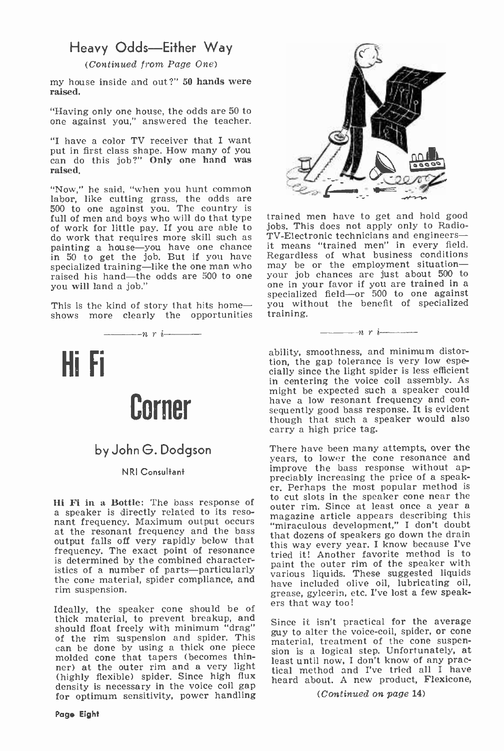## Heavy Odds—Either Way

*(Continued from Page One)*

my house inside and out?" **50 hands were raised.**

"Having only one house, the odds are 50 to one against you," answered the teacher.

"I have a color TV receiver that I want put in first class shape. How many of you can do this job?" **Only one hand was raised.**

"Now," he said, "when you hunt common labor, like cutting grass, the odds are 500 to one against you. The country is full of men and boys who will do that type of work for little pay. If you are able to do work that requires more skill such as painting a house—you have one chance in 50 to get the job. But if you have specialized training—like the one man who raised his hand—the odds are 500 to one you will land a job."

This is the kind of story that hits home—shows more clearly the opportunities trained men have to get and hold good jobs. This does not apply only to Radio-TV-Electronic technicians and engineers—it means "trained men" in every field. Regardless of what business conditions may be or the employment situation—your job chances are just about 500 to one in your favor if you are trained in a specialized field—or 500 to one against you without the benefit of specialized training.

———n r i———

# Hi Fi Corner

### by John G. Dodgson

NRI Consultant

**Hi Fi in a Bottle**: The bass response of a speaker is directly related to its resonant frequency. Maximum output occurs at the resonant frequency and the bass output falls off very rapidly below that frequency. The exact point of resonance is determined by the combined characteristics of a number of parts—particularly the cone material, spider compliance, and rim suspension.

Ideally, the speaker cone should be of thick material, to prevent breakup, and should float freely with minimum "drag" of the rim suspension and spider. This can be done by using a thick one piece molded cone that tapers (becomes thinner) at the outer rim and a very light (highly flexible) spider. Since high flux density is necessary in the voice coil gap for optimum sensitivity, power handling ability, smoothness, and minimum distortion, the gap tolerance is very low especially since the light spider is less efficient in centering the voice coil assembly. As might be expected such a speaker could have a low resonant frequency and consequently good bass response. It is evident though that such a speaker would also carry a high price tag.

There have been many attempts, over the years, to lower the cone resonance and improve the bass response without appreciably increasing the price of a speaker. Perhaps the most popular method is to cut slots in the speaker cone near the outer rim. Since at least once a year a magazine article appears describing this "miraculous development," I don't doubt that dozens of speakers go down the drain this way every year. I know because I've tried it! Another favorite method is to paint the outer rim of the speaker with various liquids. These suggested liquids have included olive oil, lubricating oil, grease, gylcerin, etc. I've lost a few speakers that way too!

Since it isn't practical for the average guy to alter the voice-coil, spider, or cone material, treatment of the cone suspension is a logical step. Unfortunately, at least until now, I don't know of any practical method and I've tried all I have heard about. A new product, Flexicone,

*(Continued on page 14)*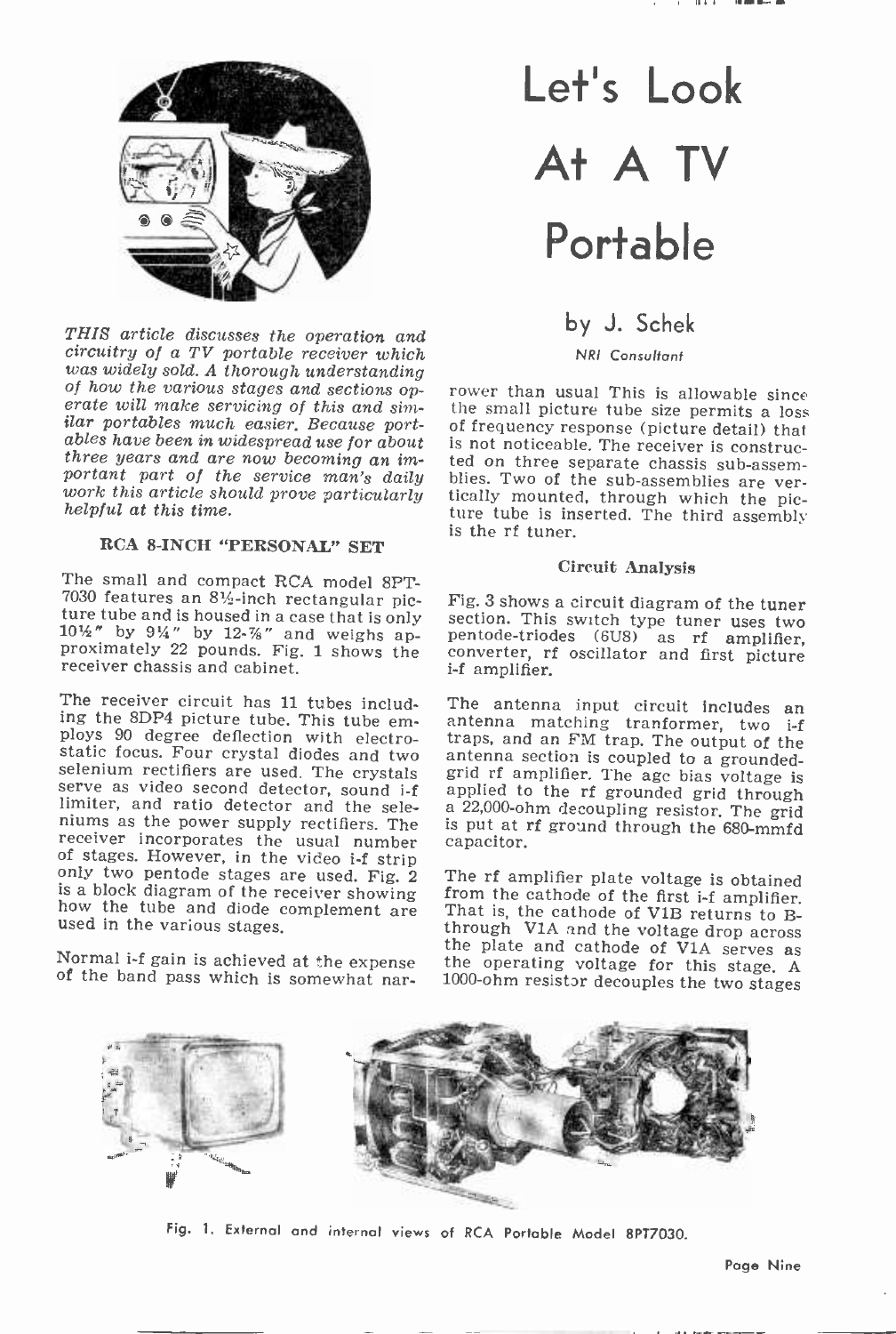# Let's Look At A TV Portable

by J. Schek

NRI Consultant

*THIS article discusses the operation and circuitry of a TV portable receiver which was widely sold. A thorough understanding of how the various stages and sections operate will make servicing of this and similar portables much easier. Because portables have been in widespread use for about three years and are now becoming an important part of the service man's daily work this article should prove particularly helpful at this time.*

### RCA 8-INCH "PERSONAL" SET

The small and compact RCA model 8PT-7030 features an 8½-inch rectangular picture tube and is housed in a case that is only 10½" by 9¼" by 12-⅞" and weighs approximately 22 pounds. Fig. 1 shows the receiver chassis and cabinet.

The receiver circuit has 11 tubes including the 8DP4 picture tube. This tube employs 90 degree deflection with electrostatic focus. Four crystal diodes and two selenium rectifiers are used. The crystals serve as video second detector, sound i-f limiter, and ratio detector and the seleniums as the power supply rectifiers. The receiver incorporates the usual number of stages. However, in the video i-f strip only two pentode stages are used. Fig. 2 is a block diagram of the receiver showing how the tube and diode complement are used in the various stages.

Normal i-f gain is achieved at the expense of the band pass which is somewhat narrower than usual This is allowable since the small picture tube size permits a loss of frequency response (picture detail) that is not noticeable. The receiver is constructed on three separate chassis sub-assemblies. Two of the sub-assemblies are vertically mounted, through which the picture tube is inserted. The third assembly is the rf tuner.

### Circuit Analysis

Fig. 3 shows a circuit diagram of the tuner section. This switch type tuner uses two pentode-triodes (6U8) as rf amplifier, converter, rf oscillator and first picture i-f amplifier.

The antenna input circuit includes an antenna matching tranformer, two i-f traps, and an FM trap. The output of the antenna section is coupled to a grounded-grid rf amplifier. The agc bias voltage is applied to the rf grounded grid through a 22,000-ohm decoupling resistor. The grid is put at rf ground through the 680-mmfd capacitor.

The rf amplifier plate voltage is obtained from the cathode of the first i-f amplifier. That is, the cathode of V1B returns to B-through V1A and the voltage drop across the plate and cathode of V1A serves as the operating voltage for this stage. A 1000-ohm resistor decouples the two stages

Fig. 1. External and internal views of RCA Portable Model 8PT7030.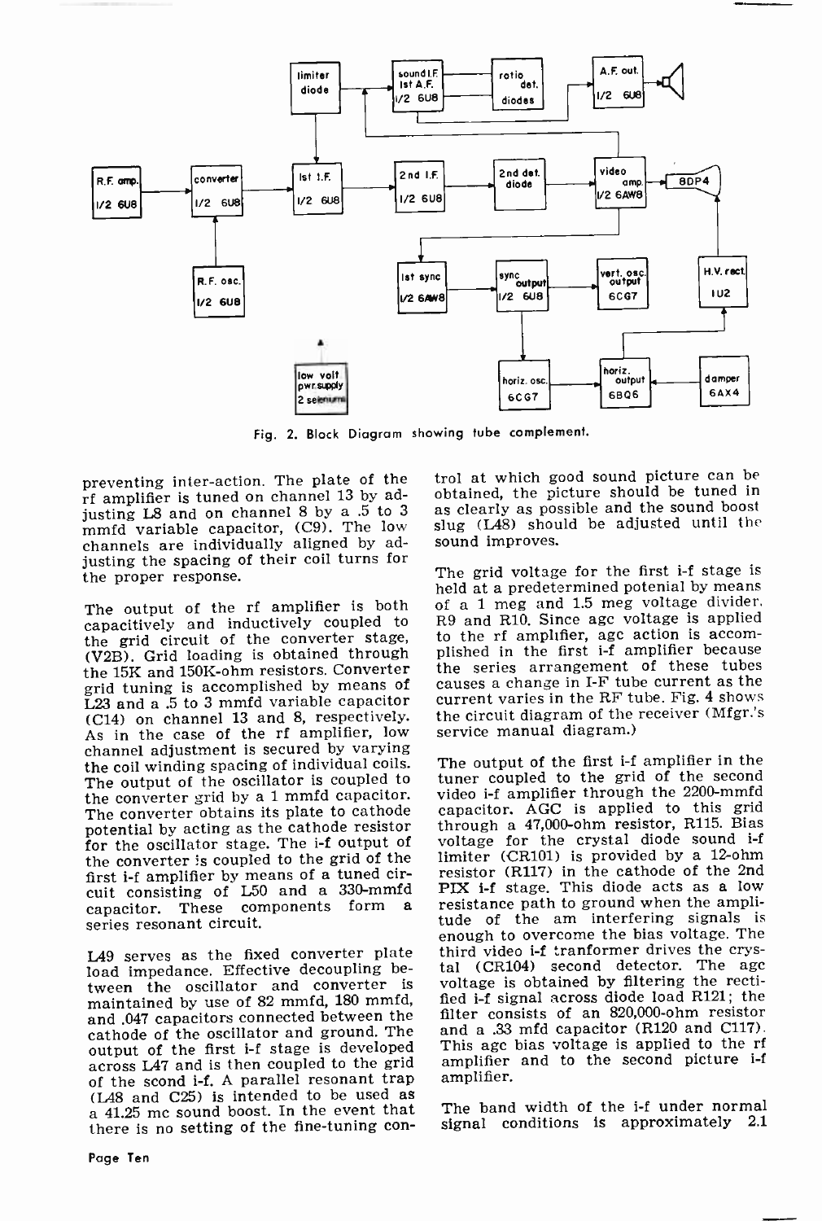Fig. 2. Block Diagram showing tube complement.

preventing inter-action. The plate of the rf amplifier is tuned on channel 13 by adjusting L8 and on channel 8 by a .5 to 3 mmfd variable capacitor, (C9). The low channels are individually aligned by adjusting the spacing of their coil turns for the proper response.

The output of the rf amplifier is both capacitively and inductively coupled to the grid circuit of the converter stage, (V2B). Grid loading is obtained through the 15K and 150K-ohm resistors. Converter grid tuning is accomplished by means of L23 and a .5 to 3 mmfd variable capacitor (C14) on channel 13 and 8, respectively. As in the case of the rf amplifier, low channel adjustment is secured by varying the coil winding spacing of individual coils. The output of the oscillator is coupled to the converter grid by a 1 mmfd capacitor. The converter obtains its plate to cathode potential by acting as the cathode resistor for the oscillator stage. The i-f output of the converter is coupled to the grid of the first i-f amplifier by means of a tuned circuit consisting of L50 and a 330-mmfd capacitor. These components form a series resonant circuit.

L49 serves as the fixed converter plate load impedance. Effective decoupling between the oscillator and converter is maintained by use of 82 mmfd, 180 mmfd, and .047 capacitors connected between the cathode of the oscillator and ground. The output of the first i-f stage is developed across L47 and is then coupled to the grid of the scond i-f. A parallel resonant trap (L48 and C25) is intended to be used as a 41.25 mc sound boost. In the event that there is no setting of the fine-tuning control at which good sound picture can be obtained, the picture should be tuned in as clearly as possible and the sound boost slug (L48) should be adjusted until the sound improves.

The grid voltage for the first i-f stage is held at a predetermined potenial by means of a 1 meg and 1.5 meg voltage divider. R9 and R10. Since agc voltage is applied to the rf amplifier, agc action is accomplished in the first i-f amplifier because the series arrangement of these tubes causes a change in I-F tube current as the current varies in the RF tube. Fig. 4 shows the circuit diagram of the receiver (Mfgr.'s service manual diagram.)

The output of the first i-f amplifier in the tuner coupled to the grid of the second video i-f amplifier through the 2200-mmfd capacitor. AGC is applied to this grid through a 47,000-ohm resistor, R115. Bias voltage for the crystal diode sound i-f limiter (CR101) is provided by a 12-ohm resistor (R117) in the cathode of the 2nd PIX i-f stage. This diode acts as a low resistance path to ground when the amplitude of the am interfering signals is enough to overcome the bias voltage. The third video i-f tranformer drives the crystal (CR104) second detector. The agc voltage is obtained by filtering the rectified i-f signal across diode load R121; the filter consists of an 820,000-ohm resistor and a .33 mfd capacitor (R120 and C117). This agc bias voltage is applied to the rf amplifier and to the second picture i-f amplifier.

The band width of the i-f under normal signal conditions is approximately 2.1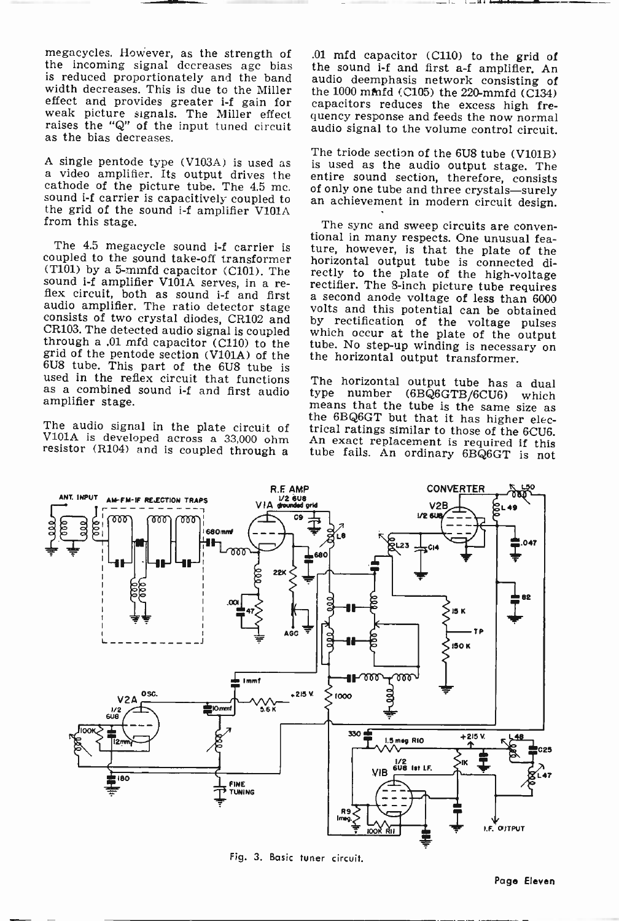megacycles. However, as the strength of the incoming signal decreases agc bias is reduced proportionately and the band width decreases. This is due to the Miller effect and provides greater i-f gain for weak picture signals. The Miller effect raises the "Q" of the input tuned circuit as the bias decreases.

A single pentode type (V103A) is used as a video amplifier. Its output drives the cathode of the picture tube. The 4.5 mc. sound i-f carrier is capacitively coupled to the grid of the sound i-f amplifier V101A from this stage.

The 4.5 megacycle sound i-f carrier is coupled to the sound take-off transformer (T101) by a 5-mmfd capacitor (C101). The sound i-f amplifier V101A serves, in a reflex circuit, both as sound i-f and first audio amplifier. The ratio detector stage consists of two crystal diodes, CR102 and CR103. The detected audio signal is coupled through a .01 mfd capacitor (C110) to the grid of the pentode section (V101A) of the 6U8 tube. This part of the 6U8 tube is used in the reflex circuit that functions as a combined sound i-f and first audio amplifier stage.

The audio signal in the plate circuit of V101A is developed across a 33,000 ohm resistor (R104) and is coupled through a .01 mfd capacitor (C110) to the grid of the sound i-f and first a-f amplifier. An audio deemphasis network consisting of the 1000 mmfd (C105) the 220-mmfd (C134) capacitors reduces the excess high frequency response and feeds the now normal audio signal to the volume control circuit.

The triode section of the 6U8 tube (V101B) is used as the audio output stage. The entire sound section, therefore, consists of only one tube and three crystals—surely an achievement in modern circuit design.

The sync and sweep circuits are conventional in many respects. One unusual feature, however, is that the plate of the horizontal output tube is connected directly to the plate of the high-voltage rectifier. The 8-inch picture tube requires a second anode voltage of less than 6000 volts and this potential can be obtained by rectification of the voltage pulses which occur at the plate of the output tube. No step-up winding is necessary on the horizontal output transformer.

The horizontal output tube has a dual type number (6BQ6GTB/6CU6) which means that the tube is the same size as the 6BQ6GT but that it has higher electrical ratings similar to those of the 6CU6. An exact replacement is required if this tube fails. An ordinary 6BQ6GT is not

Fig. 3. Basic tuner circuit.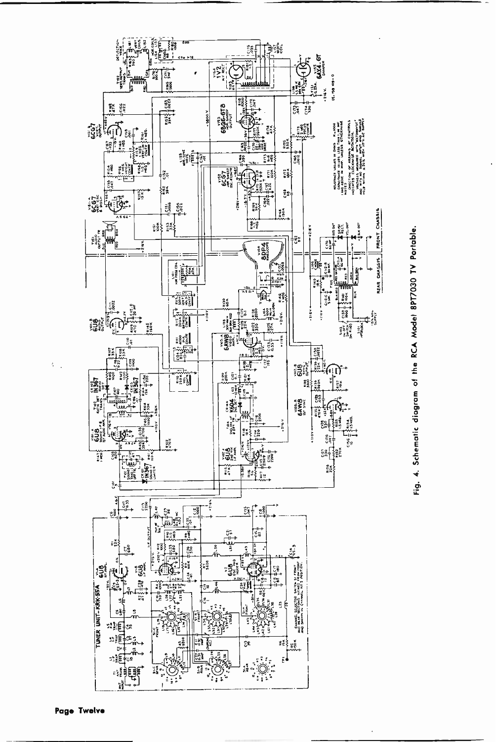Fig. 4. Schematic diagram of the RCA Model 8PT7030 TV Portable.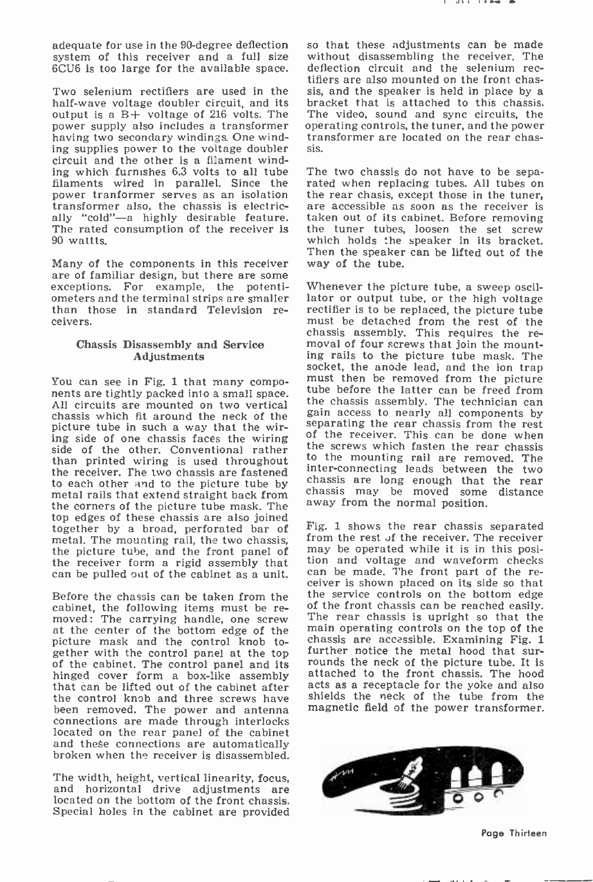adequate for use in the 90-degree deflection system of this receiver and a full size 6CU6 is too large for the available space.

Two selenium rectifiers are used in the half-wave voltage doubler circuit, and its output is a B+ voltage of 216 volts. The power supply also includes a transformer having two secondary windings. One winding supplies power to the voltage doubler circuit and the other is a filament winding which furnishes 6.3 volts to all tube filaments wired in parallel. Since the power tranformer serves as an isolation transformer also, the chassis is electrically "cold"—a highly desirable feature. The rated consumption of the receiver is 90 wattts.

Many of the components in this receiver are of familiar design, but there are some exceptions. For example, the potentiometers and the terminal strips are smaller than those in standard Television receivers.

### Chassis Disassembly and Service Adjustments

You can see in Fig. 1 that many components are tightly packed into a small space. All circuits are mounted on two vertical chassis which fit around the neck of the picture tube in such a way that the wiring side of one chassis faces the wiring side of the other. Conventional rather than printed wiring is used throughout the receiver. The two chassis are fastened to each other and to the picture tube by metal rails that extend straight back from the corners of the picture tube mask. The top edges of these chassis are also joined together by a broad, perforated bar of metal. The mounting rail, the two chassis, the picture tube, and the front panel of the receiver form a rigid assembly that can be pulled out of the cabinet as a unit.

Before the chassis can be taken from the cabinet, the following items must be removed: The carrying handle, one screw at the center of the bottom edge of the picture mask and the control knob together with the control panel at the top of the cabinet. The control panel and its hinged cover form a box-like assembly that can be lifted out of the cabinet after the control knob and three screws have been removed. The power and antenna connections are made through interlocks located on the rear panel of the cabinet and these connections are automatically broken when the receiver is disassembled.

The width, height, vertical linearity, focus, and horizontal drive adjustments are located on the bottom of the front chassis. Special holes in the cabinet are provided so that these adjustments can be made without disassembling the receiver. The deflection circuit and the selenium rectifiers are also mounted on the front chassis, and the speaker is held in place by a bracket that is attached to this chassis. The video, sound and sync circuits, the operating controls, the tuner, and the power transformer are located on the rear chassis.

The two chassis do not have to be separated when replacing tubes. All tubes on the rear chasis, except those in the tuner, are accessible as soon as the receiver is taken out of its cabinet. Before removing the tuner tubes, loosen the set screw which holds the speaker in its bracket. Then the speaker can be lifted out of the way of the tube.

Whenever the picture tube, a sweep oscillator or output tube, or the high voltage rectifier is to be replaced, the picture tube must be detached from the rest of the chassis assembly. This requires the removal of four screws that join the mounting rails to the picture tube mask. The socket, the anode lead, and the ion trap must then be removed from the picture tube before the latter can be freed from the chassis assembly. The technician can gain access to nearly all components by separating the rear chassis from the rest of the receiver. This can be done when the screws which fasten the rear chassis to the mounting rail are removed. The inter-connecting leads between the two chassis are long enough that the rear chassis may be moved some distance away from the normal position.

Fig. 1 shows the rear chassis separated from the rest of the receiver. The receiver may be operated while it is in this position and voltage and waveform checks can be made. The front part of the receiver is shown placed on its side so that the service controls on the bottom edge of the front chassis can be reached easily. The rear chassis is upright so that the main operating controls on the top of the chassis are accessible. Examining Fig. 1 further notice the metal hood that surrounds the neck of the picture tube. It is attached to the front chassis. The hood acts as a receptacle for the yoke and also shields the neck of the tube from the magnetic field of the power transformer.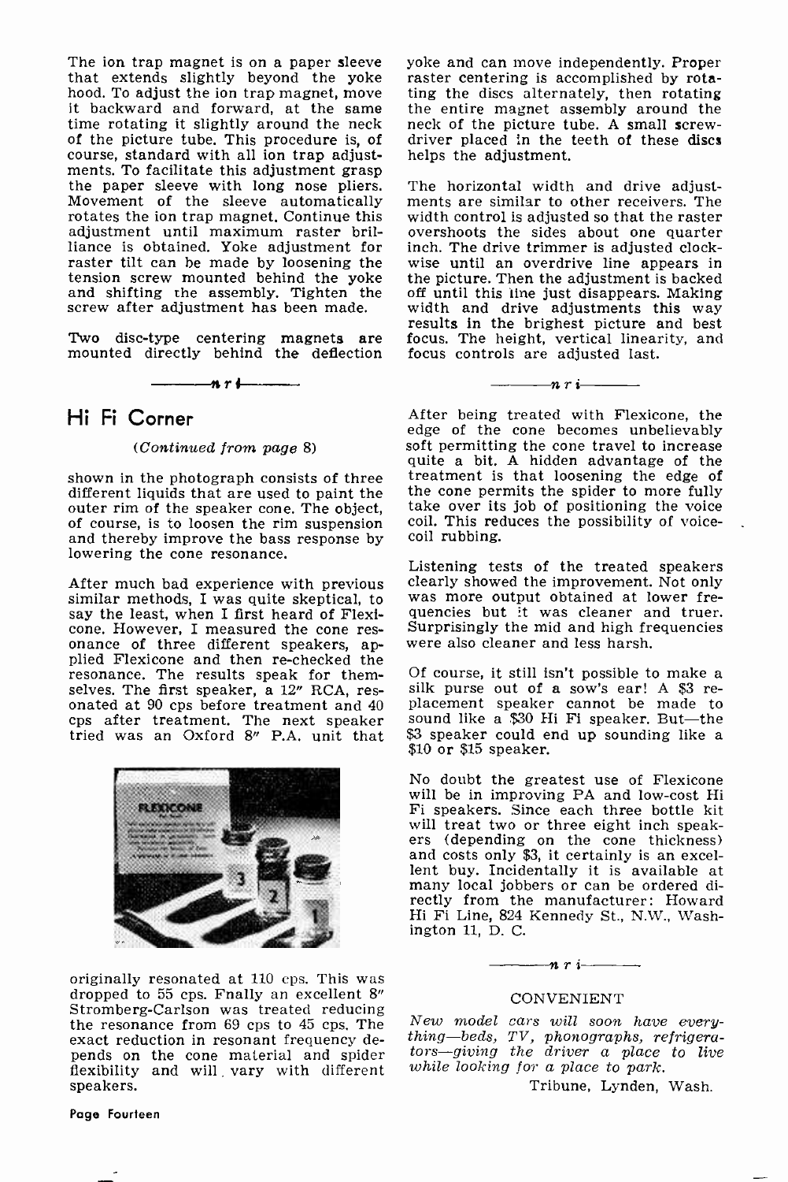The ion trap magnet is on a paper sleeve that extends slightly beyond the yoke hood. To adjust the ion trap magnet, move it backward and forward, at the same time rotating it slightly around the neck of the picture tube. This procedure is, of course, standard with all ion trap adjustments. To facilitate this adjustment grasp the paper sleeve with long nose pliers. Movement of the sleeve automatically rotates the ion trap magnet. Continue this adjustment until maximum raster brilliance is obtained. Yoke adjustment for raster tilt can be made by loosening the tension screw mounted behind the yoke and shifting the assembly. Tighten the screw after adjustment has been made.

Two disc-type centering magnets are mounted directly behind the deflection yoke and can move independently. Proper raster centering is accomplished by rotating the discs alternately, then rotating the entire magnet assembly around the neck of the picture tube. A small screwdriver placed in the teeth of these discs helps the adjustment.

The horizontal width and drive adjustments are similar to other receivers. The width control is adjusted so that the raster overshoots the sides about one quarter inch. The drive trimmer is adjusted clockwise until an overdrive line appears in the picture. Then the adjustment is backed off until this line just disappears. Making width and drive adjustments this way results in the brightest picture and best focus. The height, vertical linearity, and focus controls are adjusted last.

## Hi Fi Corner

*(Continued from page 8)*

shown in the photograph consists of three different liquids that are used to paint the outer rim of the speaker cone. The object, of course, is to loosen the rim suspension and thereby improve the bass response by lowering the cone resonance.

After much bad experience with previous similar methods, I was quite skeptical, to say the least, when I first heard of Flexicone. However, I measured the cone resonance of three different speakers, applied Flexicone and then re-checked the resonance. The results speak for themselves. The first speaker, a 12" RCA, resonated at 90 cps before treatment and 40 cps after treatment. The next speaker tried was an Oxford 8" P.A. unit that originally resonated at 110 cps. This was dropped to 55 cps. Fnally an excellent 8" Stromberg-Carlson was treated reducing the resonance from 69 cps to 45 cps. The exact reduction in resonant frequency depends on the cone material and spider flexibility and will vary with different speakers.

After being treated with Flexicone, the edge of the cone becomes unbelievably soft permitting the cone travel to increase quite a bit. A hidden advantage of the treatment is that loosening the edge of the cone permits the spider to more fully take over its job of positioning the voice coil. This reduces the possibility of voice-coil rubbing.

Listening tests of the treated speakers clearly showed the improvement. Not only was more output obtained at lower frequencies but it was cleaner and truer. Surprisingly the mid and high frequencies were also cleaner and less harsh.

Of course, it still isn't possible to make a silk purse out of a sow's ear! A $3 replacement speaker cannot be made to sound like a $30 Hi Fi speaker. But—the $3 speaker could end up sounding like a $10 or $15 speaker.

No doubt the greatest use of Flexicone will be in improving PA and low-cost Hi Fi speakers. Since each three bottle kit will treat two or three eight inch speakers (depending on the cone thickness) and costs only $3, it certainly is an excellent buy. Incidentally it is available at many local jobbers or can be ordered directly from the manufacturer: Howard Hi Fi Line, 824 Kennedy St., N.W., Washington 11, D. C.

### CONVENIENT

*New model cars will soon have everything—beds, TV, phonographs, refrigerators—giving the driver a place to live while looking for a place to park.*

Tribune, Lynden, Wash.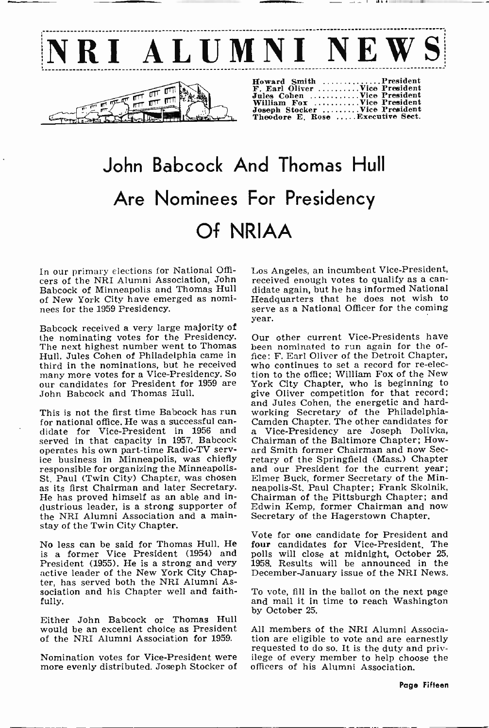# NRI ALUMNI NEWS

Howard Smith .............President
F. Earl Oliver ..........Vice President
Jules Cohen ............Vice President
William Fox ...........Vice President
Joseph Stocker .........Vice President
Theodore E. Rose .....Executive Sect.

## John Babcock And Thomas Hull Are Nominees For Presidency Of NRIAA

In our primary elections for National Officers of the NRI Alumni Association, John Babcock of Minneapolis and Thomas Hull of New York City have emerged as nominees for the 1959 Presidency.

Babcock received a very large majority of the nominating votes for the Presidency. The next highest number went to Thomas Hull. Jules Cohen of Philadelphia came in third in the nominations, but he received many more votes for a Vice-Presidency. So our candidates for President for 1959 are John Babcock and Thomas Hull.

This is not the first time Babcock has run for national office. He was a successful candidate for Vice-President in 1956 and served in that capacity in 1957. Babcock operates his own part-time Radio-TV service business in Minneapolis, was chiefly responsible for organizing the Minneapolis-St. Paul (Twin City) Chapter, was chosen as its first Chairman and later Secretary. He has proved himself as an able and industrious leader, is a strong supporter of the NRI Alumni Association and a mainstay of the Twin City Chapter.

No less can be said for Thomas Hull. He is a former Vice President (1954) and President (1955). He is a strong and very active leader of the New York City Chapter, has served both the NRI Alumni Association and his Chapter well and faithfully.

Either John Babcock or Thomas Hull would be an excellent choice as President of the NRI Alumni Association for 1959.

Nomination votes for Vice-President were more evenly distributed. Joseph Stocker of Los Angeles, an incumbent Vice-President, received enough votes to qualify as a candidate again, but he has informed National Headquarters that he does not wish to serve as a National Officer for the coming year.

Our other current Vice-Presidents have been nominated to run again for the office: F. Earl Oliver of the Detroit Chapter, who continues to set a record for re-election to the office; William Fox of the New York City Chapter, who is beginning to give Oliver competition for that record; and Jules Cohen, the energetic and hard-working Secretary of the Philadelphia-Camden Chapter. The other candidates for a Vice-Presidency are Joseph Dolivka, Chairman of the Baltimore Chapter; Howard Smith former Chairman and now Secretary of the Springfield (Mass.) Chapter and our President for the current year; Elmer Buck, former Secretary of the Minneapolis-St. Paul Chapter; Frank Skolnik, Chairman of the Pittsburgh Chapter; and Edwin Kemp, former Chairman and now Secretary of the Hagerstown Chapter.

Vote for **one** candidate for President and **four** candidates for Vice-President. The polls will close at midnight, October 25, 1958. Results will be announced in the December-January issue of the NRI News.

To vote, fill in the ballot on the next page and mail it in time to reach Washington by October 25.

All members of the NRI Alumni Association are eligible to vote and are earnestly requested to do so. It is the duty and privilege of every member to help choose the officers of his Alumni Association.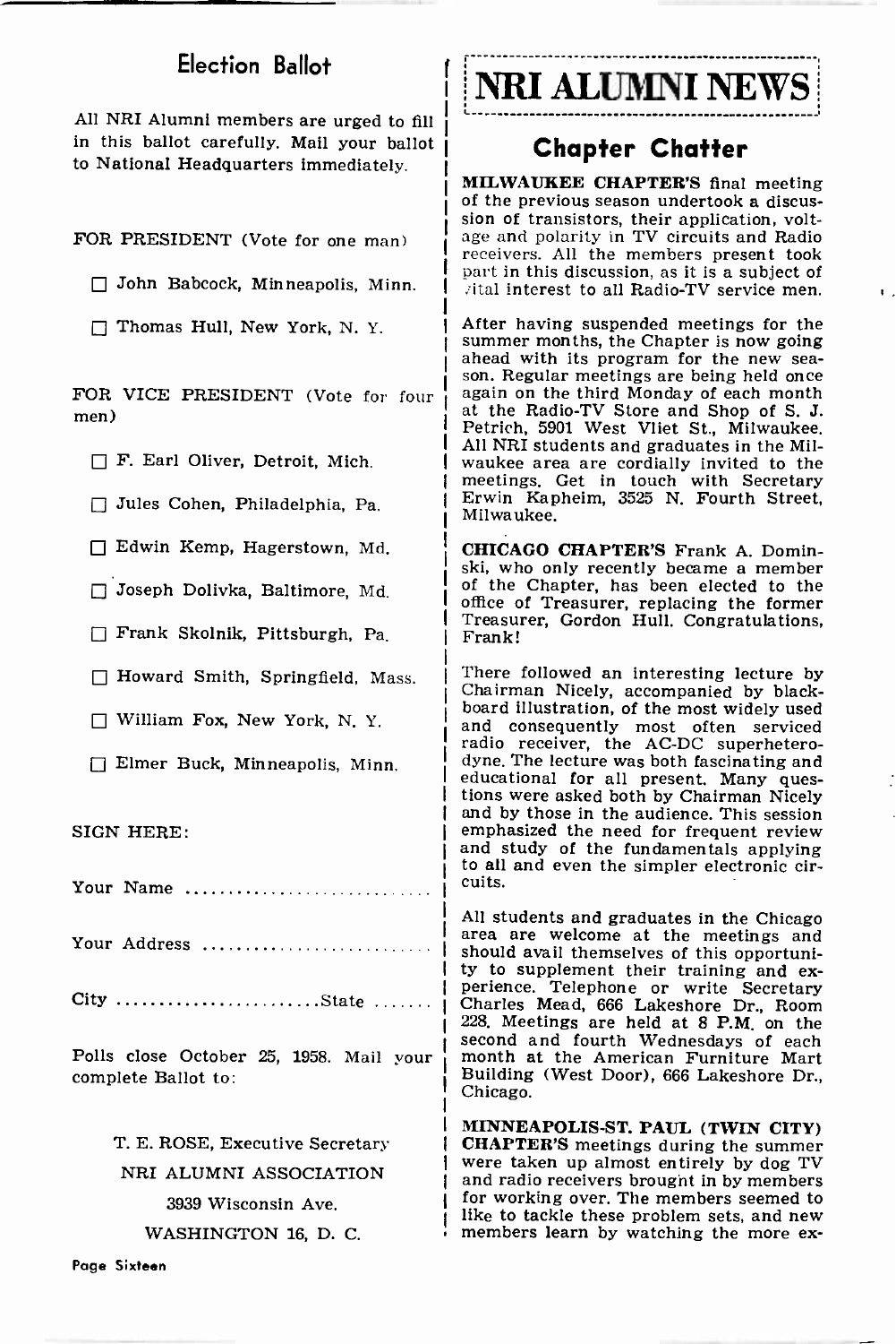## Election Ballot

All NRI Alumni members are urged to fill in this ballot carefully. Mail your ballot to National Headquarters immediately.

FOR PRESIDENT (Vote for one man)

- ☐ John Babcock, Minneapolis, Minn.
- ☐ Thomas Hull, New York, N. Y.

FOR VICE PRESIDENT (Vote for four men)

- ☐ F. Earl Oliver, Detroit, Mich.
- ☐ Jules Cohen, Philadelphia, Pa.
- ☐ Edwin Kemp, Hagerstown, Md.
- ☐ Joseph Dolivka, Baltimore, Md.
- ☐ Frank Skolnik, Pittsburgh, Pa.
- ☐ Howard Smith, Springfield, Mass.
- ☐ William Fox, New York, N. Y.
- ☐ Elmer Buck, Minneapolis, Minn.

SIGN HERE:

Your Name ............................

Your Address ..........................

City .......................State .......

Polls close October 25, 1958. Mail your complete Ballot to:

T. E. ROSE, Executive Secretary
NRI ALUMNI ASSOCIATION
3939 Wisconsin Ave.
WASHINGTON 16, D. C.

# NRI ALUMNI NEWS

## Chapter Chatter

**MILWAUKEE CHAPTER'S** final meeting of the previous season undertook a discussion of transistors, their application, voltage and polarity in TV circuits and Radio receivers. All the members present took part in this discussion, as it is a subject of vital interest to all Radio-TV service men.

After having suspended meetings for the summer months, the Chapter is now going ahead with its program for the new season. Regular meetings are being held once again on the third Monday of each month at the Radio-TV Store and Shop of S. J. Petrich, 5901 West Vliet St., Milwaukee. All NRI students and graduates in the Milwaukee area are cordially invited to the meetings. Get in touch with Secretary Erwin Kapheim, 3525 N. Fourth Street, Milwaukee.

**CHICAGO CHAPTER'S** Frank A. Dominski, who only recently became a member of the Chapter, has been elected to the office of Treasurer, replacing the former Treasurer, Gordon Hull. Congratulations, Frank!

There followed an interesting lecture by Chairman Nicely, accompanied by blackboard illustration, of the most widely used and consequently most often serviced radio receiver, the AC-DC superheterodyne. The lecture was both fascinating and educational for all present. Many questions were asked both by Chairman Nicely and by those in the audience. This session emphasized the need for frequent review and study of the fundamentals applying to all and even the simpler electronic circuits.

All students and graduates in the Chicago area are welcome at the meetings and should avail themselves of this opportunity to supplement their training and experience. Telephone or write Secretary Charles Mead, 666 Lakeshore Dr., Room 228. Meetings are held at 8 P.M. on the second and fourth Wednesdays of each month at the American Furniture Mart Building (West Door), 666 Lakeshore Dr., Chicago.

**MINNEAPOLIS-ST. PAUL (TWIN CITY) CHAPTER'S** meetings during the summer were taken up almost entirely by dog TV and radio receivers brought in by members for working over. The members seemed to like to tackle these problem sets, and new members learn by watching the more ex-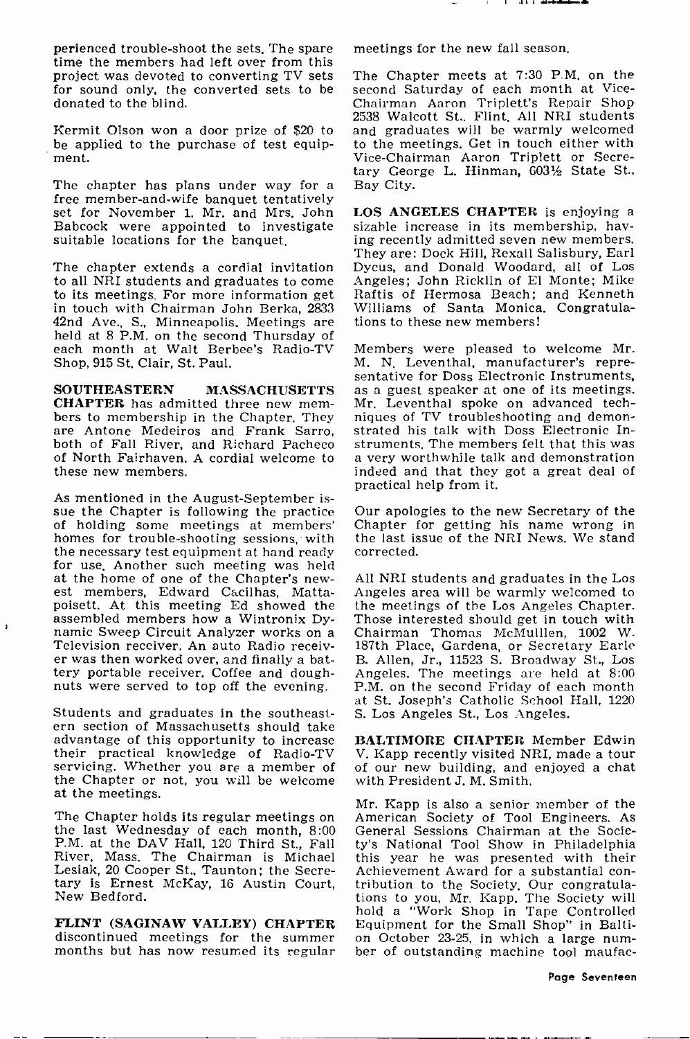perienced trouble-shoot the sets. The spare time the members had left over from this project was devoted to converting TV sets for sound only, the converted sets to be donated to the blind.

Kermit Olson won a door prize of $20 to be applied to the purchase of test equipment.

The chapter has plans under way for a free member-and-wife banquet tentatively set for November 1. Mr. and Mrs. John Babcock were appointed to investigate suitable locations for the banquet.

The chapter extends a cordial invitation to all NRI students and graduates to come to its meetings. For more information get in touch with Chairman John Berka, 2833 42nd Ave., S., Minneapolis. Meetings are held at 8 P.M. on the second Thursday of each month at Walt Berbee's Radio-TV Shop, 915 St. Clair, St. Paul.

**SOUTHEASTERN MASSACHUSETTS CHAPTER** has admitted three new members to membership in the Chapter. They are Antone Medeiros and Frank Sarro, both of Fall River, and Richard Pacheco of North Fairhaven. A cordial welcome to these new members.

As mentioned in the August-September issue the Chapter is following the practice of holding some meetings at members' homes for trouble-shooting sessions, with the necessary test equipment at hand ready for use. Another such meeting was held at the home of one of the Chapter's newest members, Edward Cacilhas, Mattapoisett. At this meeting Ed showed the assembled members how a Wintronix Dynamic Sweep Circuit Analyzer works on a Television receiver. An auto Radio receiver was then worked over, and finally a battery portable receiver. Coffee and doughnuts were served to top off the evening.

Students and graduates in the southeastern section of Massachusetts should take advantage of this opportunity to increase their practical knowledge of Radio-TV servicing. Whether you are a member of the Chapter or not, you will be welcome at the meetings.

The Chapter holds its regular meetings on the last Wednesday of each month, 8:00 P.M. at the DAV Hall, 120 Third St., Fall River, Mass. The Chairman is Michael Lesiak, 20 Cooper St., Taunton; the Secretary is Ernest McKay, 16 Austin Court, New Bedford.

**FLINT (SAGINAW VALLEY) CHAPTER** discontinued meetings for the summer months but has now resumed its regular meetings for the new fall season.

The Chapter meets at 7:30 P.M. on the second Saturday of each month at Vice-Chairman Aaron Triplett's Repair Shop 2538 Walcott St., Flint. All NRI students and graduates will be warmly welcomed to the meetings. Get in touch either with Vice-Chairman Aaron Triplett or Secretary George L. Hinman, 603½ State St., Bay City.

**LOS ANGELES CHAPTER** is enjoying a sizable increase in its membership, having recently admitted seven new members. They are: Dock Hill, Rexall Salisbury, Earl Dycus, and Donald Woodard, all of Los Angeles; John Ricklin of El Monte; Mike Raftis of Hermosa Beach; and Kenneth Williams of Santa Monica. Congratulations to these new members!

Members were pleased to welcome Mr. M. N. Leventhal, manufacturer's representative for Doss Electronic Instruments, as a guest speaker at one of its meetings. Mr. Leventhal spoke on advanced techniques of TV troubleshooting and demonstrated his talk with Doss Electronic Instruments. The members felt that this was a very worthwhile talk and demonstration indeed and that they got a great deal of practical help from it.

Our apologies to the new Secretary of the Chapter for getting his name wrong in the last issue of the NRI News. We stand corrected.

All NRI students and graduates in the Los Angeles area will be warmly welcomed to the meetings of the Los Angeles Chapter. Those interested should get in touch with Chairman Thomas McMulllen, 1002 W. 187th Place, Gardena, or Secretary Earle B. Allen, Jr., 11523 S. Broadway St., Los Angeles. The meetings are held at 8:00 P.M. on the second Friday of each month at St. Joseph's Catholic School Hall, 1220 S. Los Angeles St., Los Angeles.

**BALTIMORE CHAPTER** Member Edwin V. Kapp recently visited NRI, made a tour of our new building, and enjoyed a chat with President J. M. Smith.

Mr. Kapp is also a senior member of the American Society of Tool Engineers. As General Sessions Chairman at the Society's National Tool Show in Philadelphia this year he was presented with their Achievement Award for a substantial contribution to the Society. Our congratulations to you, Mr. Kapp. The Society will hold a "Work Shop in Tape Controlled Equipment for the Small Shop" in Baltimore on October 23-25, in which a large number of outstanding machine tool maufac-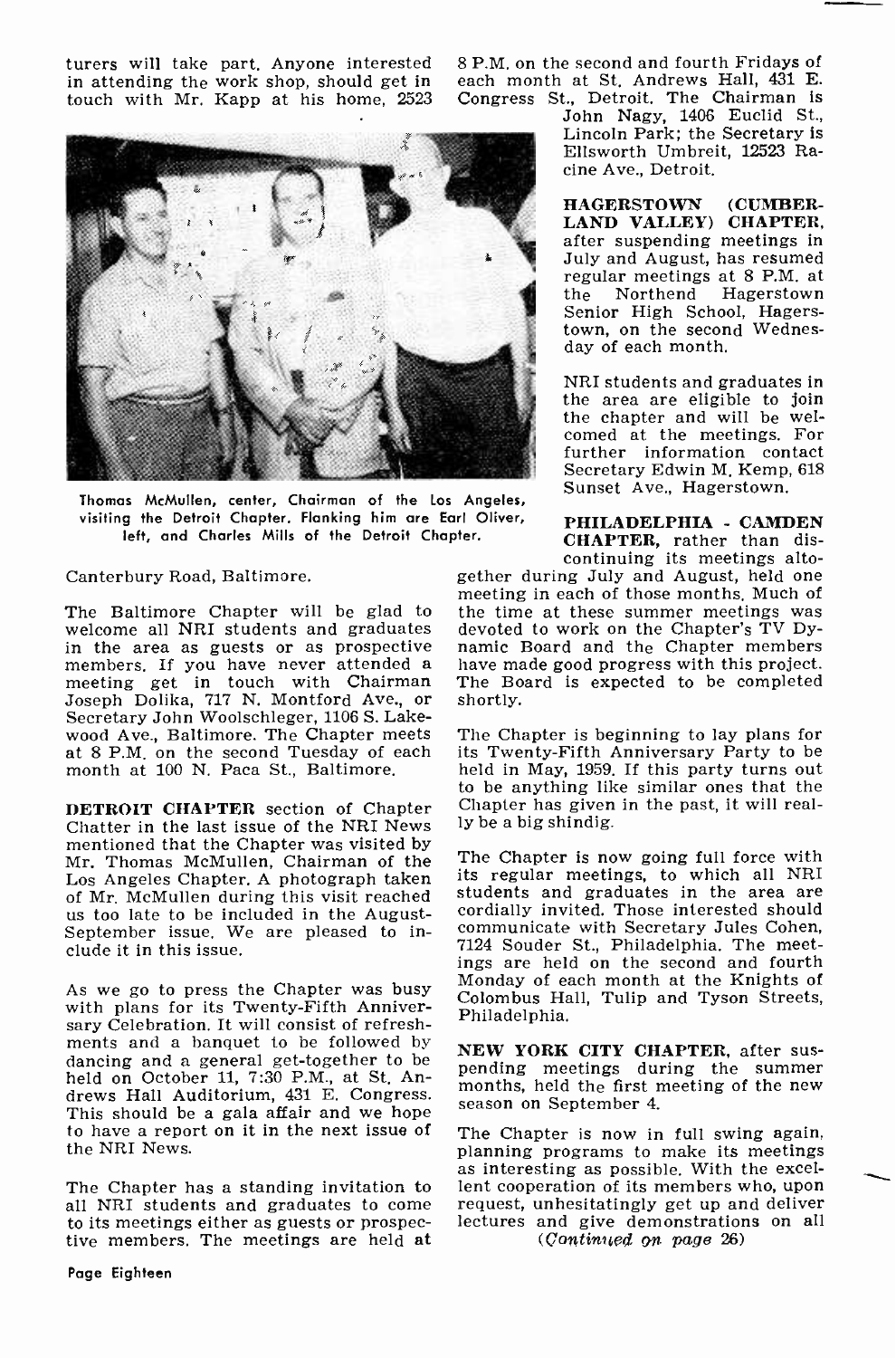turers will take part. Anyone interested in attending the work shop, should get in touch with Mr. Kapp at his home, 2523 Canterbury Road, Baltimore.

Thomas McMullen, center, Chairman of the Los Angeles, visiting the Detroit Chapter. Flanking him are Earl Oliver, left, and Charles Mills of the Detroit Chapter.

The Baltimore Chapter will be glad to welcome all NRI students and graduates in the area as guests or as prospective members. If you have never attended a meeting get in touch with Chairman Joseph Dolika, 717 N. Montford Ave., or Secretary John Woolschleger, 1106 S. Lakewood Ave., Baltimore. The Chapter meets at 8 P.M. on the second Tuesday of each month at 100 N. Paca St., Baltimore.

**DETROIT CHAPTER** section of Chapter Chatter in the last issue of the NRI News mentioned that the Chapter was visited by Mr. Thomas McMullen, Chairman of the Los Angeles Chapter. A photograph taken of Mr. McMullen during this visit reached us too late to be included in the August-September issue. We are pleased to include it in this issue.

As we go to press the Chapter was busy with plans for its Twenty-Fifth Anniversary Celebration. It will consist of refreshments and a banquet to be followed by dancing and a general get-together to be held on October 11, 7:30 P.M., at St. Andrews Hall Auditorium, 431 E. Congress. This should be a gala affair and we hope to have a report on it in the next issue of the NRI News.

The Chapter has a standing invitation to all NRI students and graduates to come to its meetings either as guests or prospective members. The meetings are held at 8 P.M. on the second and fourth Fridays of each month at St. Andrews Hall, 431 E. Congress St., Detroit. The Chairman is John Nagy, 1406 Euclid St., Lincoln Park; the Secretary is Ellsworth Umbreit, 12523 Racine Ave., Detroit.

**HAGERSTOWN (CUMBERLAND VALLEY) CHAPTER**, after suspending meetings in July and August, has resumed regular meetings at 8 P.M. at the Northend Hagerstown Senior High School, Hagerstown, on the second Wednesday of each month.

NRI students and graduates in the area are eligible to join the chapter and will be welcomed at the meetings. For further information contact Secretary Edwin M. Kemp, 618 Sunset Ave., Hagerstown.

**PHILADELPHIA - CAMDEN CHAPTER**, rather than discontinuing its meetings altogether during July and August, held one meeting in each of those months. Much of the time at these summer meetings was devoted to work on the Chapter's TV Dynamic Board and the Chapter members have made good progress with this project. The Board is expected to be completed shortly.

The Chapter is beginning to lay plans for its Twenty-Fifth Anniversary Party to be held in May, 1959. If this party turns out to be anything like similar ones that the Chapter has given in the past, it will really be a big shindig.

The Chapter is now going full force with its regular meetings, to which all NRI students and graduates in the area are cordially invited. Those interested should communicate with Secretary Jules Cohen, 7124 Souder St., Philadelphia. The meetings are held on the second and fourth Monday of each month at the Knights of Colombus Hall, Tulip and Tyson Streets, Philadelphia.

**NEW YORK CITY CHAPTER**, after suspending meetings during the summer months, held the first meeting of the new season on September 4.

The Chapter is now in full swing again, planning programs to make its meetings as interesting as possible. With the excellent cooperation of its members who, upon request, unhesitatingly get up and deliver lectures and give demonstrations on all

*(Continued on page 26)*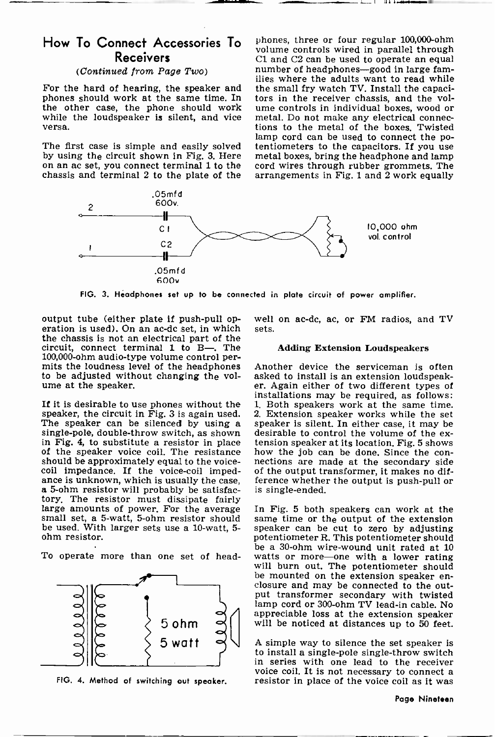## How To Connect Accessories To Receivers

*(Continued from Page Two)*

For the hard of hearing, the speaker and phones should work at the same time. In the other case, the phone should work while the loudspeaker is silent, and vice versa.

The first case is simple and easily solved by using the circuit shown in Fig. 3. Here on an ac set, you connect terminal 1 to the chassis and terminal 2 to the plate of the output tube (either plate if push-pull operation is used). On an ac-dc set, in which the chassis is not an electrical part of the circuit, connect terminal 1 to B—. The 100,000-ohm audio-type volume control permits the loudness level of the headphones to be adjusted without changing the volume at the speaker.

FIG. 3. Headphones set up to be connected in plate circuit of power amplifier.

If it is desirable to use phones without the speaker, the circuit in Fig. 3 is again used. The speaker can be silenced by using a single-pole, double-throw switch, as shown in Fig. 4, to substitute a resistor in place of the speaker voice coil. The resistance should be approximately equal to the voice-coil impedance. If the voice-coil impedance is unknown, which is usually the case, a 5-ohm resistor will probably be satisfactory. The resistor must dissipate fairly large amounts of power. For the average small set, a 5-watt, 5-ohm resistor should be used. With larger sets use a 10-watt, 5-ohm resistor.

To operate more than one set of headphones, three or four regular 100,000-ohm volume controls wired in parallel through C1 and C2 can be used to operate an equal number of headphones—good in large families where the adults want to read while the small fry watch TV. Install the capacitors in the receiver chassis, and the volume controls in individual boxes, wood or metal. Do not make any electrical connections to the metal of the boxes. Twisted lamp cord can be used to connect the potentiometers to the capacitors. If you use metal boxes, bring the headphone and lamp cord wires through rubber grommets. The arrangements in Fig. 1 and 2 work equally well on ac-dc, ac, or FM radios, and TV sets.

FIG. 4. Method of switching out speaker.

### Adding Extension Loudspeakers

Another device the serviceman is often asked to install is an extension loudspeaker. Again either of two different types of installations may be required, as follows: 1. Both speakers work at the same time. 2. Extension speaker works while the set speaker is silent. In either case, it may be desirable to control the volume of the extension speaker at its location. Fig. 5 shows how the job can be done. Since the connections are made at the secondary side of the output transformer, it makes no difference whether the output is push-pull or is single-ended.

In Fig. 5 both speakers can work at the same time or the output of the extension speaker can be cut to zero by adjusting potentiometer R. This potentiometer should be a 30-ohm wire-wound unit rated at 10 watts or more—one with a lower rating will burn out. The potentiometer should be mounted on the extension speaker enclosure and may be connected to the output transformer secondary with twisted lamp cord or 300-ohm TV lead-in cable. No appreciable loss at the extension speaker will be noticed at distances up to 50 feet.

A simple way to silence the set speaker is to install a single-pole single-throw switch in series with one lead to the receiver voice coil. It is not necessary to connect a resistor in place of the voice coil as it was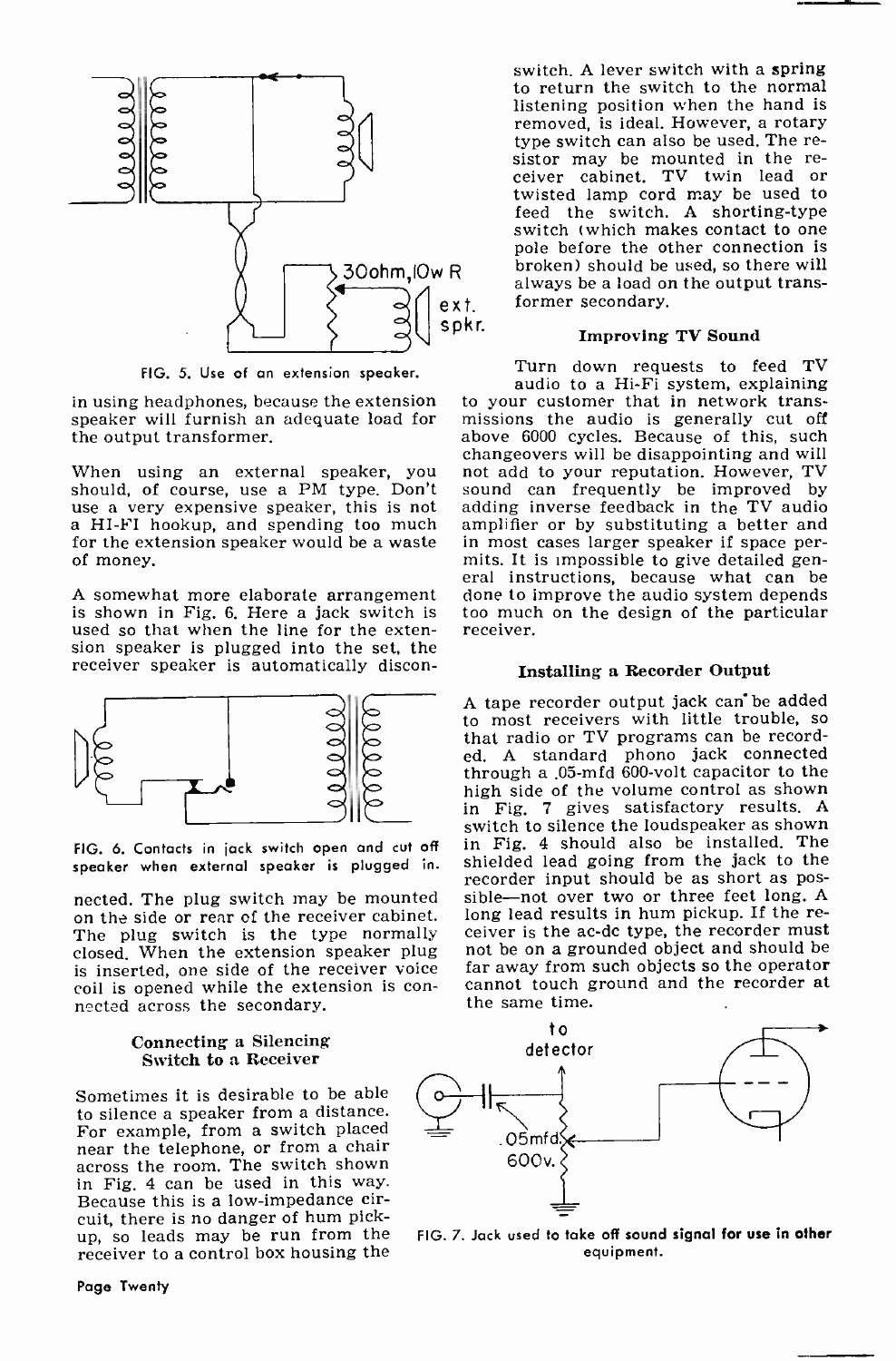FIG. 5. Use of an extension speaker.

in using headphones, because the extension speaker will furnish an adequate load for the output transformer.

When using an external speaker, you should, of course, use a PM type. Don't use a very expensive speaker, this is not a HI-FI hookup, and spending too much for the extension speaker would be a waste of money.

A somewhat more elaborate arrangement is shown in Fig. 6. Here a jack switch is used so that when the line for the extension speaker is plugged into the set, the receiver speaker is automatically disconnected. The plug switch may be mounted on the side or rear of the receiver cabinet. The plug switch is the type normally closed. When the extension speaker plug is inserted, one side of the receiver voice coil is opened while the extension is connected across the secondary.

FIG. 6. Contacts in jack switch open and cut off speaker when external speaker is plugged in.

### Connecting a Silencing Switch to a Receiver

Sometimes it is desirable to be able to silence a speaker from a distance. For example, from a switch placed near the telephone, or from a chair across the room. The switch shown in Fig. 4 can be used in this way. Because this is a low-impedance circuit, there is no danger of hum pickup, so leads may be run from the receiver to a control box housing the switch. A lever switch with a spring to return the switch to the normal listening position when the hand is removed, is ideal. However, a rotary type switch can also be used. The resistor may be mounted in the receiver cabinet. TV twin lead or twisted lamp cord may be used to feed the switch. A shorting-type switch (which makes contact to one pole before the other connection is broken) should be used, so there will always be a load on the output transformer secondary.

### Improving TV Sound

Turn down requests to feed TV audio to a Hi-Fi system, explaining to your customer that in network transmissions the audio is generally cut off above 6000 cycles. Because of this, such changeovers will be disappointing and will not add to your reputation. However, TV sound can frequently be improved by adding inverse feedback in the TV audio amplifier or by substituting a better and in most cases larger speaker if space permits. It is impossible to give detailed general instructions, because what can be done to improve the audio system depends too much on the design of the particular receiver.

### Installing a Recorder Output

A tape recorder output jack can be added to most receivers with little trouble, so that radio or TV programs can be recorded. A standard phono jack connected through a .05-mfd 600-volt capacitor to the high side of the volume control as shown in Fig. 7 gives satisfactory results. A switch to silence the loudspeaker as shown in Fig. 4 should also be installed. The shielded lead going from the jack to the recorder input should be as short as possible—not over two or three feet long. A long lead results in hum pickup. If the receiver is the ac-dc type, the recorder must not be on a grounded object and should be far away from such objects so the operator cannot touch ground and the recorder at the same time.

FIG. 7. Jack used to take off sound signal for use in other equipment.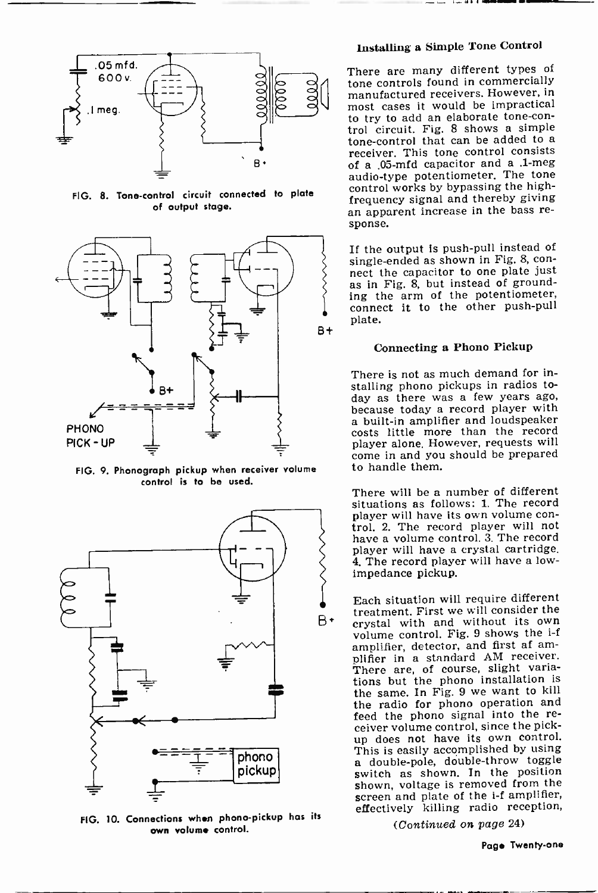FIG. 8. Tone-control circuit connected to plate of output stage.

FIG. 9. Phonograph pickup when receiver volume control is to be used.

FIG. 10. Connections when phono-pickup has its own volume control.

### Installing a Simple Tone Control

There are many different types of tone controls found in commercially manufactured receivers. However, in most cases it would be impractical to try to add an elaborate tone-control circuit. Fig. 8 shows a simple tone-control that can be added to a receiver. This tone control consists of a .05-mfd capacitor and a .1-meg audio-type potentiometer. The tone control works by bypassing the high-frequency signal and thereby giving an apparent increase in the bass response.

If the output is push-pull instead of single-ended as shown in Fig. 8, connect the capacitor to one plate just as in Fig. 8, but instead of grounding the arm of the potentiometer, connect it to the other push-pull plate.

### Connecting a Phono Pickup

There is not as much demand for installing phono pickups in radios today as there was a few years ago, because today a record player with a built-in amplifier and loudspeaker costs little more than the record player alone. However, requests will come in and you should be prepared to handle them.

There will be a number of different situations as follows: 1. The record player will have its own volume control. 2. The record player will not have a volume control. 3. The record player will have a crystal cartridge. 4. The record player will have a low-impedance pickup.

Each situation will require different treatment. First we will consider the crystal with and without its own volume control. Fig. 9 shows the i-f amplifier, detector, and first af amplifier in a standard AM receiver. There are, of course, slight variations but the phono installation is the same. In Fig. 9 we want to kill the radio for phono operation and feed the phono signal into the receiver volume control, since the pickup does not have its own control. This is easily accomplished by using a double-pole, double-throw toggle switch as shown. In the position shown, voltage is removed from the screen and plate of the i-f amplifier, effectively killing radio reception,

*(Continued on page 24)*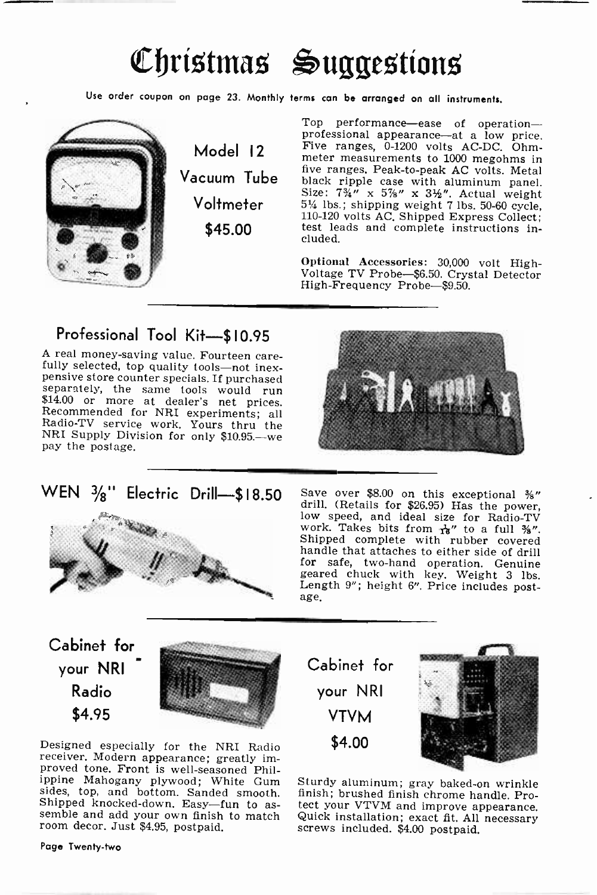# Christmas Suggestions

**Use order coupon on page 23. Monthly terms can be arranged on all instruments.**

## Model 12 Vacuum Tube Voltmeter $45.00

Top performance—ease of operation—professional appearance—at a low price. Five ranges, 0-1200 volts AC-DC. Ohmmeter measurements to 1000 megohms in five ranges. Peak-to-peak AC volts. Metal black ripple case with aluminum panel. Size: 7¾" x 5⅞" x 3½". Actual weight 5¼ lbs.; shipping weight 7 lbs. 50-60 cycle, 110-120 volts AC. Shipped Express Collect; test leads and complete instructions included.

**Optional Accessories:** 30,000 volt High-Voltage TV Probe—$6.50. Crystal Detector High-Frequency Probe—$9.50.

## Professional Tool Kit—$10.95

A real money-saving value. Fourteen carefully selected, top quality tools—not inexpensive store counter specials. If purchased separately, the same tools would run $14.00 or more at dealer's net prices. Recommended for NRI experiments; all Radio-TV service work. Yours thru the NRI Supply Division for only $10.95.—we pay the postage.

## WEN ⅜" Electric Drill—$18.50

Save over $8.00 on this exceptional ⅜" drill. (Retails for $26.95) Has the power, low speed, and ideal size for Radio-TV work. Takes bits from 1/16" to a full ⅜". Shipped complete with rubber covered handle that attaches to either side of drill for safe, two-hand operation. Genuine geared chuck with key. Weight 3 lbs. Length 9"; height 6". Price includes postage.

## Cabinet for your NRI Radio $4.95

Designed especially for the NRI Radio receiver. Modern appearance; greatly improved tone. Front is well-seasoned Philippine Mahogany plywood; White Gum sides, top, and bottom. Sanded smooth. Shipped knocked-down. Easy—fun to assemble and add your own finish to match room decor. Just $4.95, postpaid.

## Cabinet for your NRI VTVM $4.00

Sturdy aluminum; gray baked-on wrinkle finish; brushed finish chrome handle. Protect your VTVM and improve appearance. Quick installation; exact fit. All necessary screws included. $4.00 postpaid.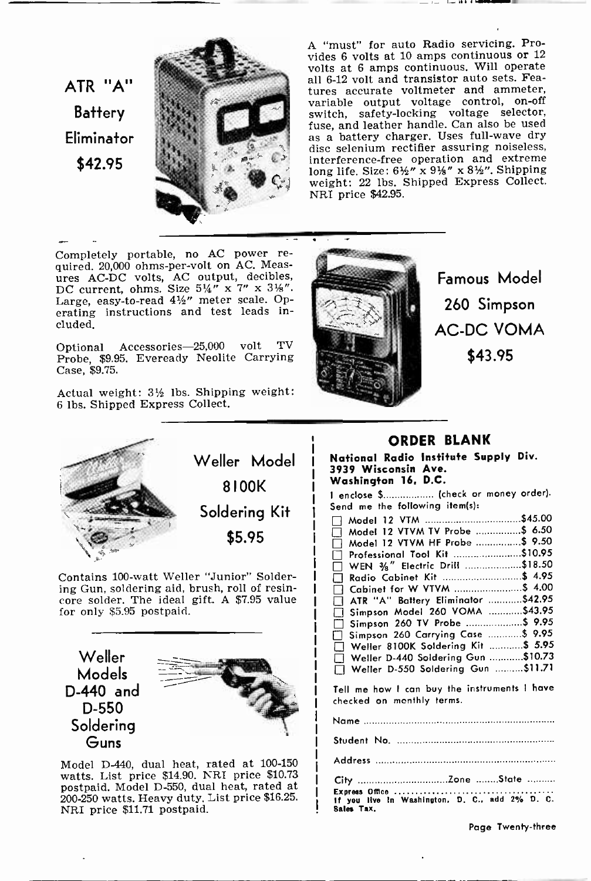## ATR "A" Battery Eliminator $42.95

A "must" for auto Radio servicing. Provides 6 volts at 10 amps continuous or 12 volts at 6 amps continuous. Will operate all 6-12 volt and transistor auto sets. Features accurate voltmeter and ammeter, variable output voltage control, on-off switch, safety-locking voltage selector, fuse, and leather handle. Can also be used as a battery charger. Uses full-wave dry disc selenium rectifier assuring noiseless, interference-free operation and extreme long life. Size: 6½" x 9⅛" x 8½". Shipping weight: 22 lbs. Shipped Express Collect. NRI price $42.95.

## Famous Model 260 Simpson AC-DC VOMA $43.95

Completely portable, no AC power required. 20,000 ohms-per-volt on AC. Measures AC-DC volts, AC output, decibles, DC current, ohms. Size 5¼" x 7" x 3⅛". Large, easy-to-read 4½" meter scale. Operating instructions and test leads included.

Optional Accessories—25,000 volt TV Probe, $9.95. Eveready Neolite Carrying Case, $9.75.

Actual weight: 3½ lbs. Shipping weight: 6 lbs. Shipped Express Collect.

## Weller Model 8100K Soldering Kit $5.95

Contains 100-watt Weller "Junior" Soldering Gun, soldering aid, brush, roll of resin-core solder. The ideal gift. A $7.95 value for only $5.95 postpaid.

## Weller Models D-440 and D-550 Soldering Guns

Model D-440, dual heat, rated at 100-150 watts. List price $14.90. NRI price $10.73 postpaid. Model D-550, dual heat, rated at 200-250 watts. Heavy duty. List price $16.25. NRI price $11.71 postpaid.

## ORDER BLANK

**National Radio Institute Supply Div.**
**3939 Wisconsin Ave.**
**Washington 16, D.C.**

I enclose $.................. (check or money order).
Send me the following item(s):

- ☐ Model 12 VTM .................................. $45.00
- ☐ Model 12 VTVM TV Probe ................ $ 6.50
- ☐ Model 12 VTVM HF Probe ................ $ 9.50
- ☐ Professional Tool Kit ........................ $10.95
- ☐ WEN ⅜" Electric Drill ..................... $18.50
- ☐ Radio Cabinet Kit ............................ $ 4.95
- ☐ Cabinet for W VTVM ........................ $ 4.00
- ☐ ATR "A" Battery Eliminator ............ $42.95
- ☐ Simpson Model 260 VOMA ............ $43.95
- ☐ Simpson 260 TV Probe .................... $ 9.95
- ☐ Simpson 260 Carrying Case ............ $ 9.95
- ☐ Weller 8100K Soldering Kit ............ $ 5.95
- ☐ Weller D-440 Soldering Gun ............ $10.73
- ☐ Weller D-550 Soldering Gun .......... $11.71

Tell me how I can buy the instruments I have checked on monthly terms.

Name ....................................................................

Student No. ..........................................................

Address .................................................................

City ................................Zone ........State ..........

Express Office ....................................................

If you live in Washington, D. C., add 2% D. C. Sales Tax.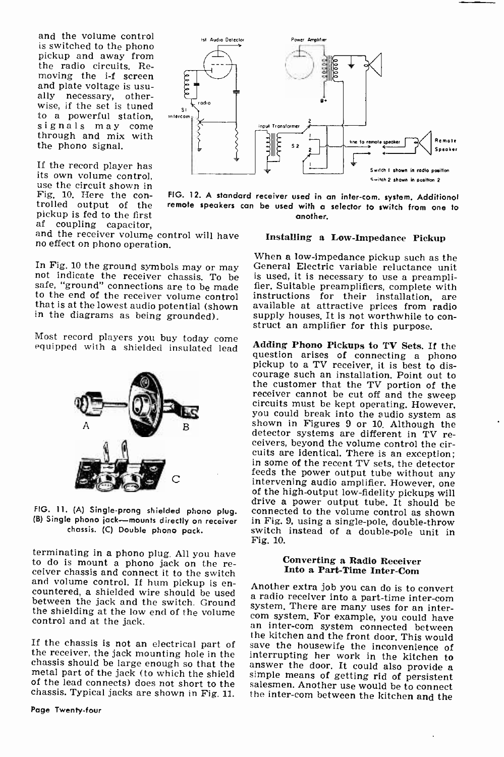and the volume control is switched to the phono pickup and away from the radio circuits. Removing the i-f screen and plate voltage is usually necessary, otherwise, if the set is tuned to a powerful station, signals may come through and mix with the phono signal.

If the record player has its own volume control, use the circuit shown in Fig. 10. Here the controlled output of the pickup is fed to the first af coupling capacitor, and the receiver volume control will have no effect on phono operation.

FIG. 12. A standard receiver used in an inter-com. system. Additional remote speakers can be used with a selector to switch from one to another.

In Fig. 10 the ground symbols may or may not indicate the receiver chassis. To be safe, "ground" connections are to be made to the end of the receiver volume control that is at the lowest audio potential (shown in the diagrams as being grounded).

Most record players you buy today come equipped with a shielded insulated lead terminating in a phono plug. All you have to do is mount a phono jack on the receiver chassis and connect it to the switch and volume control. If hum pickup is encountered, a shielded wire should be used between the jack and the switch. Ground the shielding at the low end of the volume control and at the jack.

FIG. 11. (A) Single-prong shielded phono plug. (B) Single phono jack—mounts directly on receiver chassis. (C) Double phono pack.

If the chassis is not an electrical part of the receiver, the jack mounting hole in the chassis should be large enough so that the metal part of the jack (to which the shield of the lead connects) does not short to the chassis. Typical jacks are shown in Fig. 11.

### Installing a Low-Impedance Pickup

When a low-impedance pickup such as the General Electric variable reluctance unit is used, it is necessary to use a preamplifier. Suitable preamplifiers, complete with instructions for their installation, are available at attractive prices from radio supply houses. It is not worthwhile to construct an amplifier for this purpose.

**Adding Phono Pickups to TV Sets.** If the question arises of connecting a phono pickup to a TV receiver, it is best to discourage such an installation. Point out to the customer that the TV portion of the receiver cannot be cut off and the sweep circuits must be kept operating. However, you could break into the audio system as shown in Figures 9 or 10. Although the detector systems are different in TV receivers, beyond the volume control the circuits are identical. There is an exception; in some of the recent TV sets, the detector feeds the power output tube without any intervening audio amplifier. However, one of the high-output low-fidelity pickups will drive a power output tube. It should be connected to the volume control as shown in Fig. 9, using a single-pole, double-throw switch instead of a double-pole unit in Fig. 10.

### Converting a Radio Receiver Into a Part-Time Inter-Com

Another extra job you can do is to convert a radio receiver into a part-time inter-com system. There are many uses for an inter-com system. For example, you could have an inter-com system connected between the kitchen and the front door. This would save the housewife the inconvenience of interrupting her work in the kitchen to answer the door. It could also provide a simple means of getting rid of persistent salesmen. Another use would be to connect the inter-com between the kitchen and the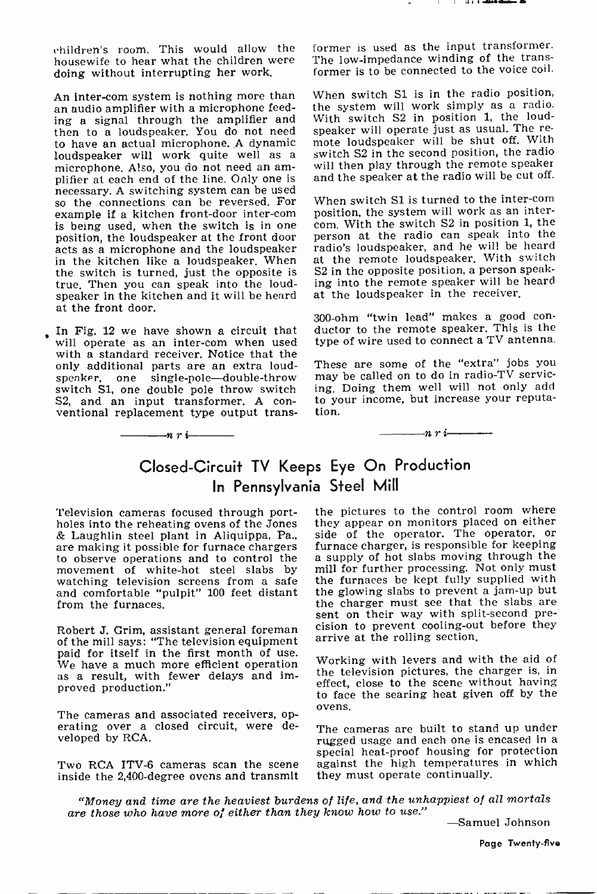children's room. This would allow the housewife to hear what the children were doing without interrupting her work.

An inter-com system is nothing more than an audio amplifier with a microphone feeding a signal through the amplifier and then to a loudspeaker. You do not need to have an actual microphone. A dynamic loudspeaker will work quite well as a microphone. Also, you do not need an amplifier at each end of the line. Only one is necessary. A switching system can be used so the connections can be reversed. For example if a kitchen front-door inter-com is being used, when the switch is in one position, the loudspeaker at the front door acts as a microphone and the loudspeaker in the kitchen like a loudspeaker. When the switch is turned, just the opposite is true. Then you can speak into the loudspeaker in the kitchen and it will be heard at the front door.

In Fig. 12 we have shown a circuit that will operate as an inter-com when used with a standard receiver. Notice that the only additional parts are an extra loudspeaker, one single-pole—double-throw switch S1, one double pole throw switch S2, and an input transformer. A conventional replacement type output transformer is used as the input transformer. The low-impedance winding of the transformer is to be connected to the voice coil.

When switch S1 is in the radio position, the system will work simply as a radio. With switch S2 in position 1, the loudspeaker will operate just as usual. The remote loudspeaker will be shut off. With switch S2 in the second position, the radio will then play through the remote speaker and the speaker at the radio will be cut off.

When switch S1 is turned to the inter-com position, the system will work as an inter-com. With the switch S2 in position 1, the person at the radio can speak into the radio's loudspeaker, and he will be heard at the remote loudspeaker. With switch S2 in the opposite position, a person speaking into the remote speaker will be heard at the loudspeaker in the receiver.

300-ohm "twin lead" makes a good conductor to the remote speaker. This is the type of wire used to connect a TV antenna.

These are some of the "extra" jobs you may be called on to do in radio-TV servicing. Doing them well will not only add to your income, but increase your reputation.

——*n r i*——

## Closed-Circuit TV Keeps Eye On Production In Pennsylvania Steel Mill

Television cameras focused through portholes into the reheating ovens of the Jones & Laughlin steel plant in Aliquippa, Pa., are making it possible for furnace chargers to observe operations and to control the movement of white-hot steel slabs by watching television screens from a safe and comfortable "pulpit" 100 feet distant from the furnaces.

Robert J. Grim, assistant general foreman of the mill says: "The television equipment paid for itself in the first month of use. We have a much more efficient operation as a result, with fewer delays and improved production."

The cameras and associated receivers, operating over a closed circuit, were developed by RCA.

Two RCA ITV-6 cameras scan the scene inside the 2,400-degree ovens and transmit the pictures to the control room where they appear on monitors placed on either side of the operator. The operator, or furnace charger, is responsible for keeping a supply of hot slabs moving through the mill for further processing. Not only must the furnaces be kept fully supplied with the glowing slabs to prevent a jam-up but the charger must see that the slabs are sent on their way with split-second precision to prevent cooling-out before they arrive at the rolling section.

Working with levers and with the aid of the television pictures, the charger is, in effect, close to the scene without having to face the searing heat given off by the ovens.

The cameras are built to stand up under rugged usage and each one is encased in a special heat-proof housing for protection against the high temperatures in which they must operate continually.

*"Money and time are the heaviest burdens of life, and the unhappiest of all mortals are those who have more of either than they know how to use."*

—Samuel Johnson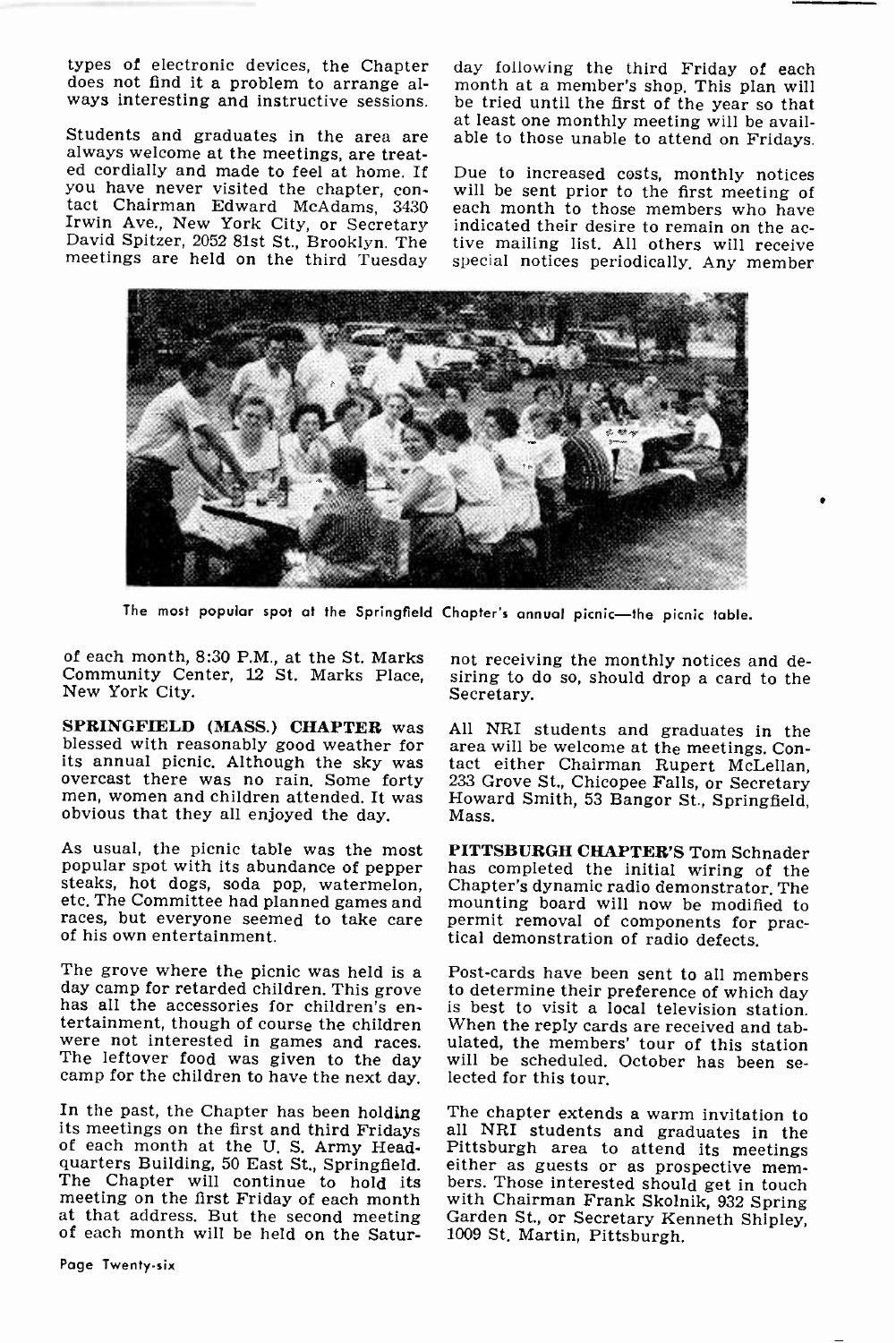types of electronic devices, the Chapter does not find it a problem to arrange always interesting and instructive sessions.

Students and graduates in the area are always welcome at the meetings, are treated cordially and made to feel at home. If you have never visited the chapter, contact Chairman Edward McAdams, 3430 Irwin Ave., New York City, or Secretary David Spitzer, 2052 81st St., Brooklyn. The meetings are held on the third Tuesday of each month, 8:30 P.M., at the St. Marks Community Center, 12 St. Marks Place, New York City.

The most popular spot at the Springfield Chapter's annual picnic—the picnic table.

**SPRINGFIELD (MASS.) CHAPTER** was blessed with reasonably good weather for its annual picnic. Although the sky was overcast there was no rain. Some forty men, women and children attended. It was obvious that they all enjoyed the day.

As usual, the picnic table was the most popular spot with its abundance of pepper steaks, hot dogs, soda pop, watermelon, etc. The Committee had planned games and races, but everyone seemed to take care of his own entertainment.

The grove where the picnic was held is a day camp for retarded children. This grove has all the accessories for children's entertainment, though of course the children were not interested in games and races. The leftover food was given to the day camp for the children to have the next day.

In the past, the Chapter has been holding its meetings on the first and third Fridays of each month at the U. S. Army Headquarters Building, 50 East St., Springfield. The Chapter will continue to hold its meeting on the first Friday of each month at that address. But the second meeting of each month will be held on the Saturday following the third Friday of each month at a member's shop. This plan will be tried until the first of the year so that at least one monthly meeting will be available to those unable to attend on Fridays.

Due to increased costs, monthly notices will be sent prior to the first meeting of each month to those members who have indicated their desire to remain on the active mailing list. All others will receive special notices periodically. Any member not receiving the monthly notices and desiring to do so, should drop a card to the Secretary.

All NRI students and graduates in the area will be welcome at the meetings. Contact either Chairman Rupert McLellan, 233 Grove St., Chicopee Falls, or Secretary Howard Smith, 53 Bangor St., Springfield, Mass.

**PITTSBURGH CHAPTER'S** Tom Schnader has completed the initial wiring of the Chapter's dynamic radio demonstrator. The mounting board will now be modified to permit removal of components for practical demonstration of radio defects.

Post-cards have been sent to all members to determine their preference of which day is best to visit a local television station. When the reply cards are received and tabulated, the members' tour of this station will be scheduled. October has been selected for this tour.

The chapter extends a warm invitation to all NRI students and graduates in the Pittsburgh area to attend its meetings either as guests or as prospective members. Those interested should get in touch with Chairman Frank Skolnik, 932 Spring Garden St., or Secretary Kenneth Shipley, 1009 St. Martin, Pittsburgh.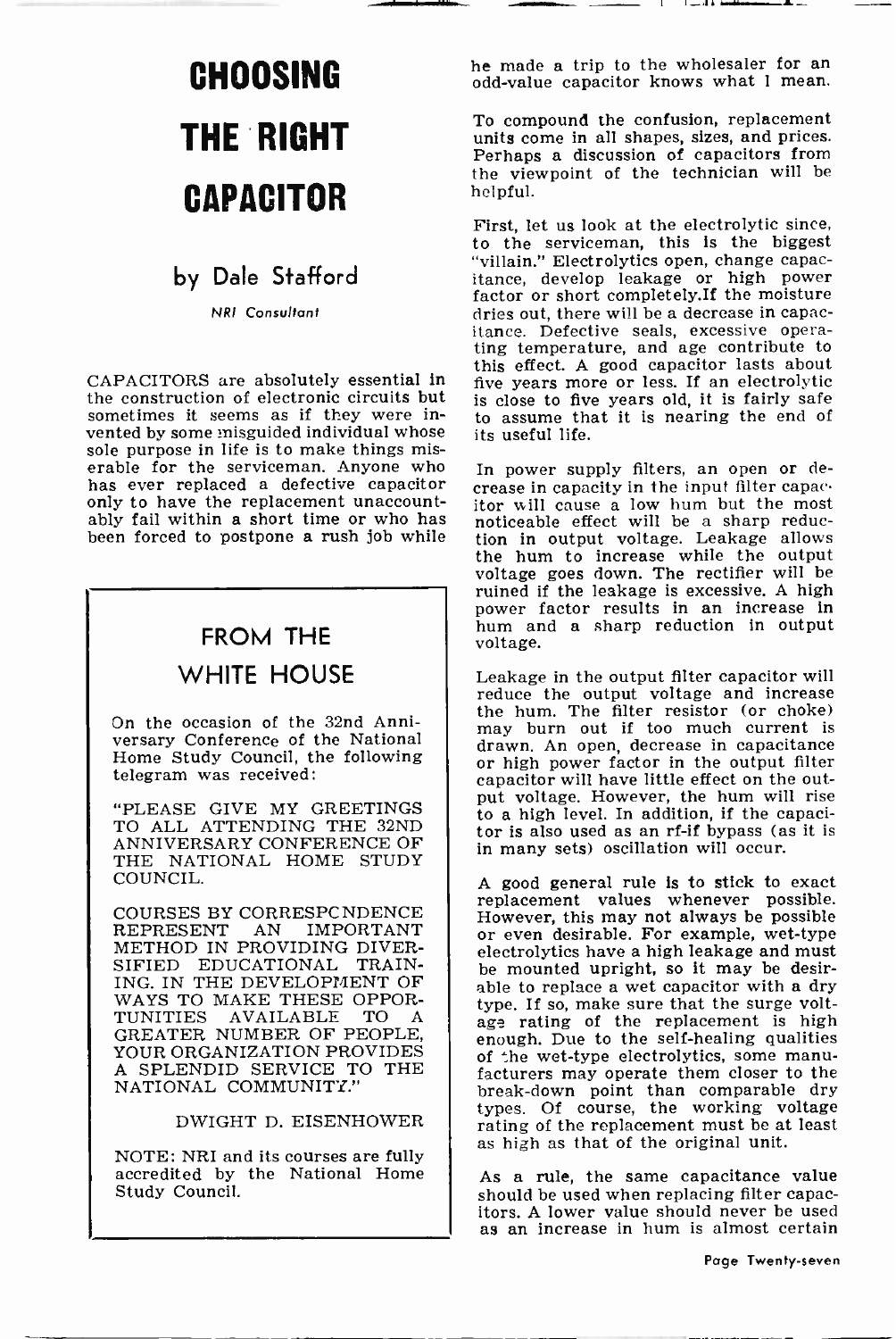# CHOOSING THE RIGHT CAPACITOR

## by Dale Stafford

*NRI Consultant*

CAPACITORS are absolutely essential in the construction of electronic circuits but sometimes it seems as if they were invented by some misguided individual whose sole purpose in life is to make things miserable for the serviceman. Anyone who has ever replaced a defective capacitor only to have the replacement unaccountably fail within a short time or who has been forced to postpone a rush job while he made a trip to the wholesaler for an odd-value capacitor knows what I mean.

To compound the confusion, replacement units come in all shapes, sizes, and prices. Perhaps a discussion of capacitors from the viewpoint of the technician will be helpful.

First, let us look at the electrolytic since, to the serviceman, this is the biggest "villain." Electrolytics open, change capacitance, develop leakage or high power factor or short completely.If the moisture dries out, there will be a decrease in capacitance. Defective seals, excessive operating temperature, and age contribute to this effect. A good capacitor lasts about five years more or less. If an electrolytic is close to five years old, it is fairly safe to assume that it is nearing the end of its useful life.

In power supply filters, an open or decrease in capacity in the input filter capacitor will cause a low hum but the most noticeable effect will be a sharp reduction in output voltage. Leakage allows the hum to increase while the output voltage goes down. The rectifier will be ruined if the leakage is excessive. A high power factor results in an increase in hum and a sharp reduction in output voltage.

Leakage in the output filter capacitor will reduce the output voltage and increase the hum. The filter resistor (or choke) may burn out if too much current is drawn. An open, decrease in capacitance or high power factor in the output filter capacitor will have little effect on the output voltage. However, the hum will rise to a high level. In addition, if the capacitor is also used as an rf-if bypass (as it is in many sets) oscillation will occur.

A good general rule is to stick to exact replacement values whenever possible. However, this may not always be possible or even desirable. For example, wet-type electrolytics have a high leakage and must be mounted upright, so it may be desirable to replace a wet capacitor with a dry type. If so, make sure that the surge voltage rating of the replacement is high enough. Due to the self-healing qualities of the wet-type electrolytics, some manufacturers may operate them closer to the break-down point than comparable dry types. Of course, the working voltage rating of the replacement must be at least as high as that of the original unit.

As a rule, the same capacitance value should be used when replacing filter capacitors. A lower value should never be used as an increase in hum is almost certain

---

## FROM THE WHITE HOUSE

On the occasion of the 32nd Anniversary Conference of the National Home Study Council, the following telegram was received:

"PLEASE GIVE MY GREETINGS TO ALL ATTENDING THE 32ND ANNIVERSARY CONFERENCE OF THE NATIONAL HOME STUDY COUNCIL.

COURSES BY CORRESPONDENCE REPRESENT AN IMPORTANT METHOD IN PROVIDING DIVERSIFIED EDUCATIONAL TRAINING. IN THE DEVELOPMENT OF WAYS TO MAKE THESE OPPORTUNITIES AVAILABLE TO A GREATER NUMBER OF PEOPLE, YOUR ORGANIZATION PROVIDES A SPLENDID SERVICE TO THE NATIONAL COMMUNITY."

DWIGHT D. EISENHOWER

NOTE: NRI and its courses are fully accredited by the National Home Study Council.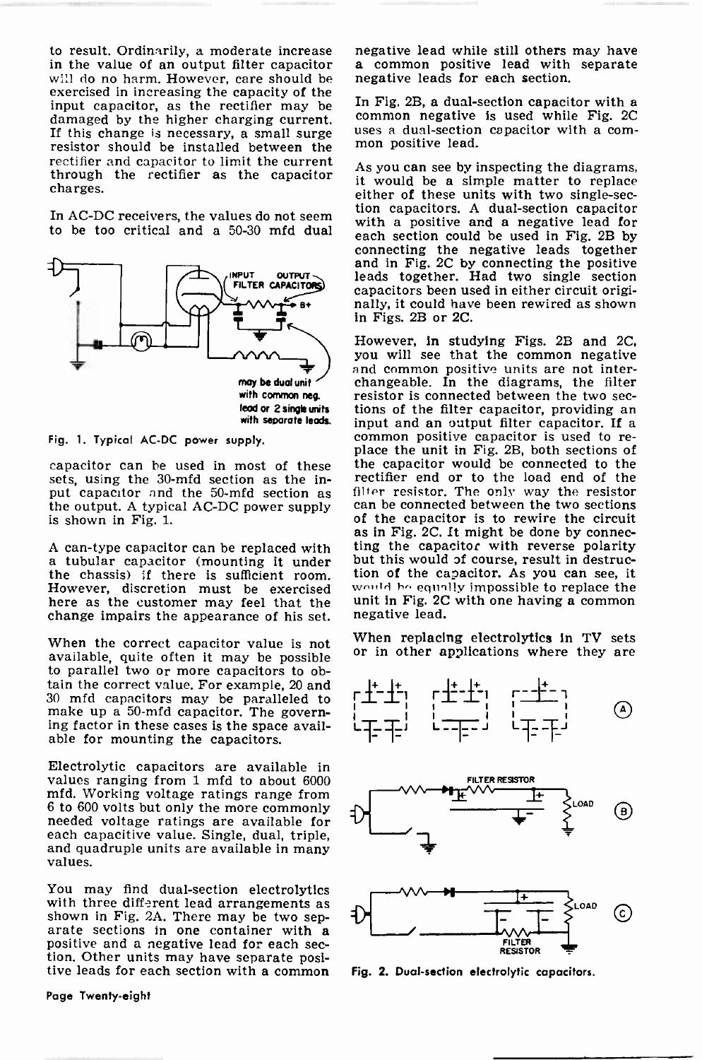to result. Ordinarily, a moderate increase in the value of an output filter capacitor will do no harm. However, care should be exercised in increasing the capacity of the input capacitor, as the rectifier may be damaged by the higher charging current. If this change is necessary, a small surge resistor should be installed between the rectifier and capacitor to limit the current through the rectifier as the capacitor charges.

In AC-DC receivers, the values do not seem to be too critical and a 50-30 mfd dual capacitor can be used in most of these sets, using the 30-mfd section as the input capacitor and the 50-mfd section as the output. A typical AC-DC power supply is shown in Fig. 1.

INPUT OUTPUT FILTER CAPACITORS

B+

may be dual unit with common neg. lead or 2 single units with separate leads.

Fig. 1. Typical AC-DC power supply.

A can-type capacitor can be replaced with a tubular capacitor (mounting it under the chassis) if there is sufficient room. However, discretion must be exercised here as the customer may feel that the change impairs the appearance of his set.

When the correct capacitor value is not available, quite often it may be possible to parallel two or more capacitors to obtain the correct value. For example, 20 and 30 mfd capacitors may be paralleled to make up a 50-mfd capacitor. The governing factor in these cases is the space available for mounting the capacitors.

Electrolytic capacitors are available in values ranging from 1 mfd to about 6000 mfd. Working voltage ratings range from 6 to 600 volts but only the more commonly needed voltage ratings are available for each capacitive value. Single, dual, triple, and quadruple units are available in many values.

You may find dual-section electrolytics with three different lead arrangements as shown in Fig. 2A. There may be two separate sections in one container with a positive and a negative lead for each section. Other units may have separate positive leads for each section with a common negative lead while still others may have a common positive lead with separate negative leads for each section.

In Fig. 2B, a dual-section capacitor with a common negative is used while Fig. 2C uses a dual-section capacitor with a common positive lead.

As you can see by inspecting the diagrams, it would be a simple matter to replace either of these units with two single-section capacitors. A dual-section capacitor with a positive and a negative lead for each section could be used in Fig. 2B by connecting the negative leads together and in Fig. 2C by connecting the positive leads together. Had two single section capacitors been used in either circuit originally, it could have been rewired as shown in Figs. 2B or 2C.

However, in studying Figs. 2B and 2C, you will see that the common negative and common positive units are not interchangeable. In the diagrams, the filter resistor is connected between the two sections of the filter capacitor, providing an input and an output filter capacitor. If a common positive capacitor is used to replace the unit in Fig. 2B, both sections of the capacitor would be connected to the rectifier end or to the load end of the filter resistor. The only way the resistor can be connected between the two sections of the capacitor is to rewire the circuit as in Fig. 2C. It might be done by connecting the capacitor with reverse polarity but this would of course, result in destruction of the capacitor. As you can see, it would be equally impossible to replace the unit in Fig. 2C with one having a common negative lead.

When replacing electrolytics in TV sets or in other applications where they are

(A)

FILTER RESISTOR

LOAD

(B)

LOAD

FILTER RESISTOR

(C)

Fig. 2. Dual-section electrolytic capacitors.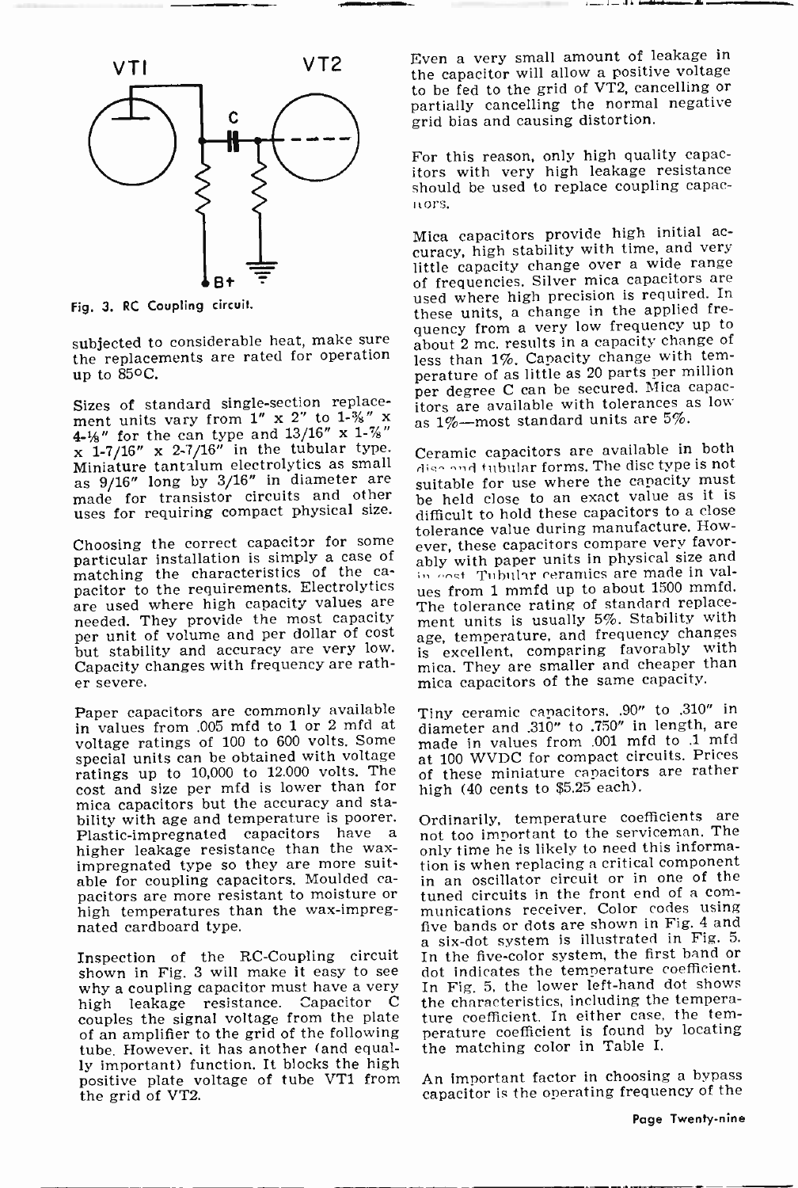Fig. 3. RC Coupling circuit.

subjected to considerable heat, make sure the replacements are rated for operation up to 85°C.

Sizes of standard single-section replacement units vary from 1" x 2" to 1-⅜" x 4-⅛" for the can type and 13/16" x 1-⅞" x 1-7/16" x 2-7/16" in the tubular type. Miniature tantalum electrolytics as small as 9/16" long by 3/16" in diameter are made for transistor circuits and other uses for requiring compact physical size.

Choosing the correct capacitor for some particular installation is simply a case of matching the characteristics of the capacitor to the requirements. Electrolytics are used where high capacity values are needed. They provide the most capacity per unit of volume and per dollar of cost but stability and accuracy are very low. Capacity changes with frequency are rather severe.

Paper capacitors are commonly available in values from .005 mfd to 1 or 2 mfd at voltage ratings of 100 to 600 volts. Some special units can be obtained with voltage ratings up to 10,000 to 12,000 volts. The cost and size per mfd is lower than for mica capacitors but the accuracy and stability with age and temperature is poorer. Plastic-impregnated capacitors have a higher leakage resistance than the wax-impregnated type so they are more suitable for coupling capacitors. Moulded capacitors are more resistant to moisture or high temperatures than the wax-impregnated cardboard type.

Inspection of the RC-Coupling circuit shown in Fig. 3 will make it easy to see why a coupling capacitor must have a very high leakage resistance. Capacitor C couples the signal voltage from the plate of an amplifier to the grid of the following tube. However, it has another (and equally important) function. It blocks the high positive plate voltage of tube VT1 from the grid of VT2.

Even a very small amount of leakage in the capacitor will allow a positive voltage to be fed to the grid of VT2, cancelling or partially cancelling the normal negative grid bias and causing distortion.

For this reason, only high quality capacitors with very high leakage resistance should be used to replace coupling capacitors.

Mica capacitors provide high initial accuracy, high stability with time, and very little capacity change over a wide range of frequencies. Silver mica capacitors are used where high precision is required. In these units, a change in the applied frequency from a very low frequency up to about 2 mc. results in a capacity change of less than 1%. Capacity change with temperature of as little as 20 parts per million per degree C can be secured. Mica capacitors are available with tolerances as low as 1%—most standard units are 5%.

Ceramic capacitors are available in both disc and tubular forms. The disc type is not suitable for use where the capacity must be held close to an exact value as it is difficult to hold these capacitors to a close tolerance value during manufacture. However, these capacitors compare very favorably with paper units in physical size and in cost. Tubular ceramics are made in values from 1 mmfd up to about 1500 mmfd. The tolerance rating of standard replacement units is usually 5%. Stability with age, temperature, and frequency changes is excellent, comparing favorably with mica. They are smaller and cheaper than mica capacitors of the same capacity.

Tiny ceramic capacitors, .90" to .310" in diameter and .310" to .750" in length, are made in values from .001 mfd to .1 mfd at 100 WVDC for compact circuits. Prices of these miniature capacitors are rather high (40 cents to $5.25 each).

Ordinarily, temperature coefficients are not too important to the serviceman. The only time he is likely to need this information is when replacing a critical component in an oscillator circuit or in one of the tuned circuits in the front end of a communications receiver. Color codes using five bands or dots are shown in Fig. 4 and a six-dot system is illustrated in Fig. 5. In the five-color system, the first band or dot indicates the temperature coefficient. In Fig. 5, the lower left-hand dot shows the characteristics, including the temperature coefficient. In either case, the temperature coefficient is found by locating the matching color in Table I.

An important factor in choosing a bypass capacitor is the operating frequency of the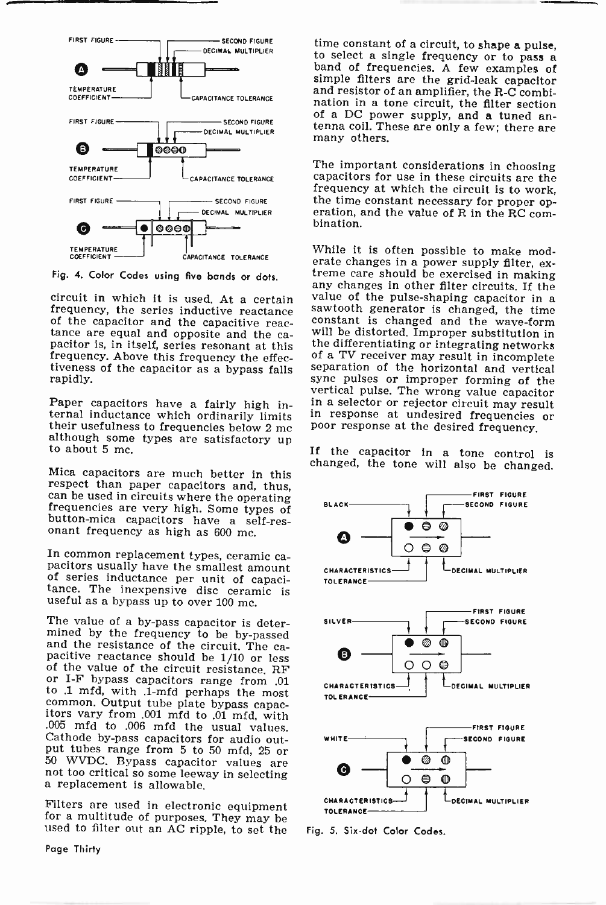FIRST FIGURE — SECOND FIGURE — DECIMAL MULTIPLIER

**A**

TEMPERATURE COEFFICIENT — CAPACITANCE TOLERANCE

FIRST FIGURE — SECOND FIGURE — DECIMAL MULTIPLIER

**B**

TEMPERATURE COEFFICIENT — CAPACITANCE TOLERANCE

FIRST FIGURE — SECOND FIGURE — DECIMAL MULTIPLIER

**C**

TEMPERATURE COEFFICIENT — CAPACITANCE TOLERANCE

Fig. 4. Color Codes using five bands or dots.

circuit in which it is used. At a certain frequency, the series inductive reactance of the capacitor and the capacitive reactance are equal and opposite and the capacitor is, in itself, series resonant at this frequency. Above this frequency the effectiveness of the capacitor as a bypass falls rapidly.

Paper capacitors have a fairly high internal inductance which ordinarily limits their usefulness to frequencies below 2 mc although some types are satisfactory up to about 5 mc.

Mica capacitors are much better in this respect than paper capacitors and, thus, can be used in circuits where the operating frequencies are very high. Some types of button-mica capacitors have a self-resonant frequency as high as 600 mc.

In common replacement types, ceramic capacitors usually have the smallest amount of series inductance per unit of capacitance. The inexpensive disc ceramic is useful as a bypass up to over 100 mc.

The value of a by-pass capacitor is determined by the frequency to be by-passed and the resistance of the circuit. The capacitive reactance should be 1/10 or less of the value of the circuit resistance. RF or I-F bypass capacitors range from .01 to .1 mfd, with .1-mfd perhaps the most common. Output tube plate bypass capacitors vary from .001 mfd to .01 mfd, with .005 mfd to .006 mfd the usual values. Cathode by-pass capacitors for audio output tubes range from 5 to 50 mfd, 25 or 50 WVDC. Bypass capacitor values are not too critical so some leeway in selecting a replacement is allowable.

Filters are used in electronic equipment for a multitude of purposes. They may be used to filter out an AC ripple, to set the time constant of a circuit, to shape a pulse, to select a single frequency or to pass a band of frequencies. A few examples of simple filters are the grid-leak capacitor and resistor of an amplifier, the R-C combination in a tone circuit, the filter section of a DC power supply, and a tuned antenna coil. These are only a few; there are many others.

The important considerations in choosing capacitors for use in these circuits are the frequency at which the circuit is to work, the time constant necessary for proper operation, and the value of R in the RC combination.

While it is often possible to make moderate changes in a power supply filter, extreme care should be exercised in making any changes in other filter circuits. If the value of the pulse-shaping capacitor in a sawtooth generator is changed, the time constant is changed and the wave-form will be distorted. Improper substitution in the differentiating or integrating networks of a TV receiver may result in incomplete separation of the horizontal and vertical sync pulses or improper forming of the vertical pulse. The wrong value capacitor in a selector or rejector circuit may result in response at undesired frequencies or poor response at the desired frequency.

If the capacitor in a tone control is changed, the tone will also be changed.

BLACK — FIRST FIGURE — SECOND FIGURE

**A**

CHARACTERISTICS — TOLERANCE — DECIMAL MULTIPLIER

SILVER — FIRST FIGURE — SECOND FIGURE

**B**

CHARACTERISTICS — TOLERANCE — DECIMAL MULTIPLIER

WHITE — FIRST FIGURE — SECOND FIGURE

**C**

CHARACTERISTICS — TOLERANCE — DECIMAL MULTIPLIER

Fig. 5. Six-dot Color Codes.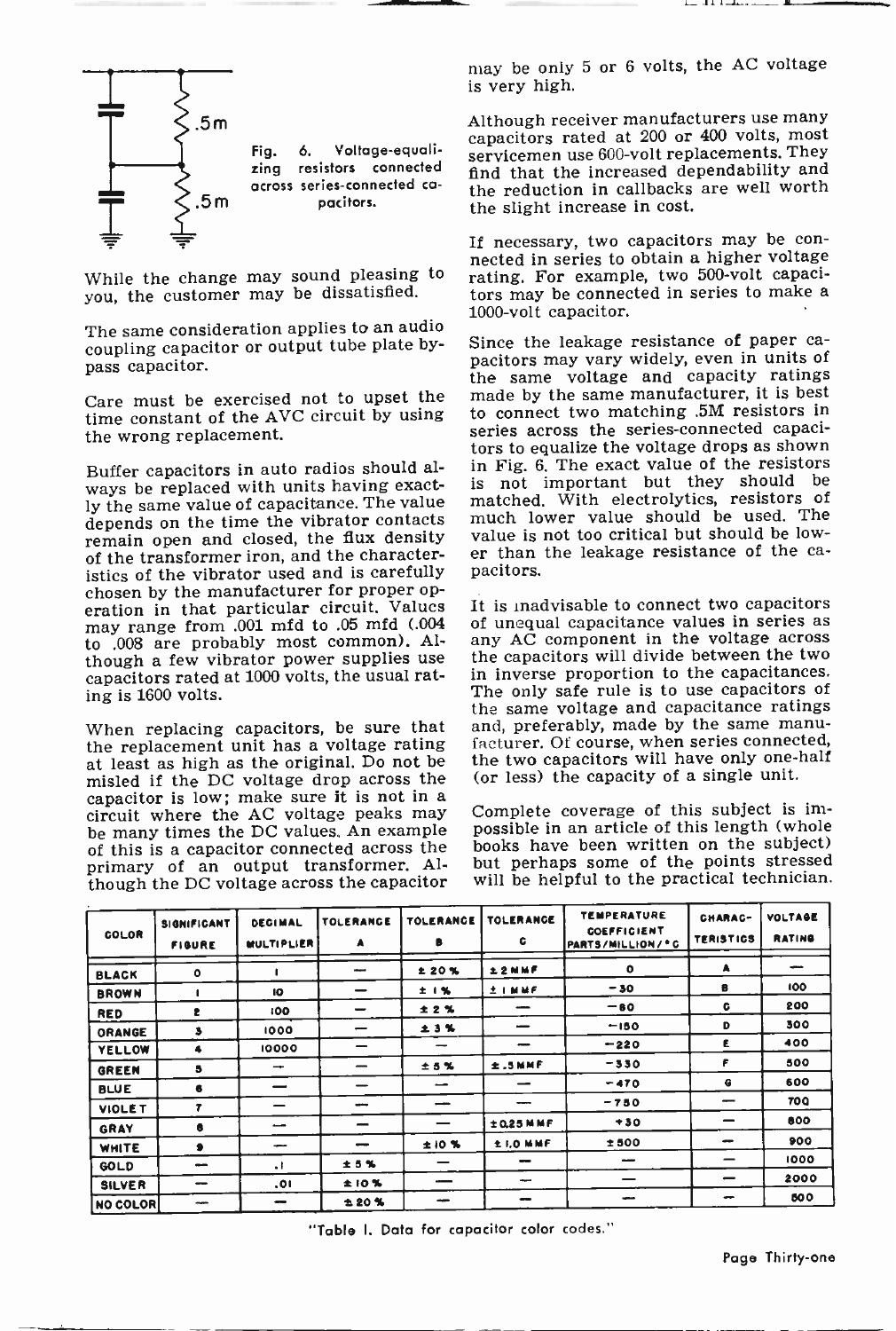Fig. 6. Voltage-equalizing resistors connected across series-connected capacitors.

While the change may sound pleasing to you, the customer may be dissatisfied.

The same consideration applies to an audio coupling capacitor or output tube plate by-pass capacitor.

Care must be exercised not to upset the time constant of the AVC circuit by using the wrong replacement.

Buffer capacitors in auto radios should always be replaced with units having exactly the same value of capacitance. The value depends on the time the vibrator contacts remain open and closed, the flux density of the transformer iron, and the characteristics of the vibrator used and is carefully chosen by the manufacturer for proper operation in that particular circuit. Values may range from .001 mfd to .05 mfd (.004 to .008 are probably most common). Although a few vibrator power supplies use capacitors rated at 1000 volts, the usual rating is 1600 volts.

When replacing capacitors, be sure that the replacement unit has a voltage rating at least as high as the original. Do not be misled if the DC voltage drop across the capacitor is low; make sure it is not in a circuit where the AC voltage peaks may be many times the DC values. An example of this is a capacitor connected across the primary of an output transformer. Although the DC voltage across the capacitor may be only 5 or 6 volts, the AC voltage is very high.

Although receiver manufacturers use many capacitors rated at 200 or 400 volts, most servicemen use 600-volt replacements. They find that the increased dependability and the reduction in callbacks are well worth the slight increase in cost.

If necessary, two capacitors may be connected in series to obtain a higher voltage rating. For example, two 500-volt capacitors may be connected in series to make a 1000-volt capacitor.

Since the leakage resistance of paper capacitors may vary widely, even in units of the same voltage and capacity ratings made by the same manufacturer, it is best to connect two matching .5M resistors in series across the series-connected capacitors to equalize the voltage drops as shown in Fig. 6. The exact value of the resistors is not important but they should be matched. With electrolytics, resistors of much lower value should be used. The value is not too critical but should be lower than the leakage resistance of the capacitors.

It is inadvisable to connect two capacitors of unequal capacitance values in series as any AC component in the voltage across the capacitors will divide between the two in inverse proportion to the capacitances. The only safe rule is to use capacitors of the same voltage and capacitance ratings and, preferably, made by the same manufacturer. Of course, when series connected, the two capacitors will have only one-half (or less) the capacity of a single unit.

Complete coverage of this subject is impossible in an article of this length (whole books have been written on the subject) but perhaps some of the points stressed will be helpful to the practical technician.

| COLOR | SIGNIFICANT FIGURE | DECIMAL MULTIPLIER | TOLERANCE A | TOLERANCE B | TOLERANCE C | TEMPERATURE COEFFICIENT PARTS/MILLION/°C | CHARACTERISTICS | VOLTAGE RATING |
|---|---|---|---|---|---|---|---|---|
| BLACK | 0 | 1 | — | ±20% | ±2MMF | 0 | A | — |
| BROWN | 1 | 10 | — | ±1% | ±1MMF | −30 | B | 100 |
| RED | 2 | 100 | — | ±2% | — | −80 | C | 200 |
| ORANGE | 3 | 1000 | — | ±3% | — | −150 | D | 300 |
| YELLOW | 4 | 10000 | — | — | — | −220 | E | 400 |
| GREEN | 5 | — | — | ±5% | ±.5MMF | −330 | F | 500 |
| BLUE | 6 | — | — | — | — | −470 | G | 600 |
| VIOLET | 7 | — | — | — | — | −750 | — | 700 |
| GRAY | 8 | — | — | — | ±0.25MMF | +30 | — | 800 |
| WHITE | 9 | — | — | ±10% | ±1.0MMF | ±500 | — | 900 |
| GOLD | — | .1 | ±5% | — | — | — | — | 1000 |
| SILVER | — | .01 | ±10% | — | — | — | — | 2000 |
| NO COLOR | — | — | ±20% | — | — | — | — | 500 |

"Table I. Data for capacitor color codes."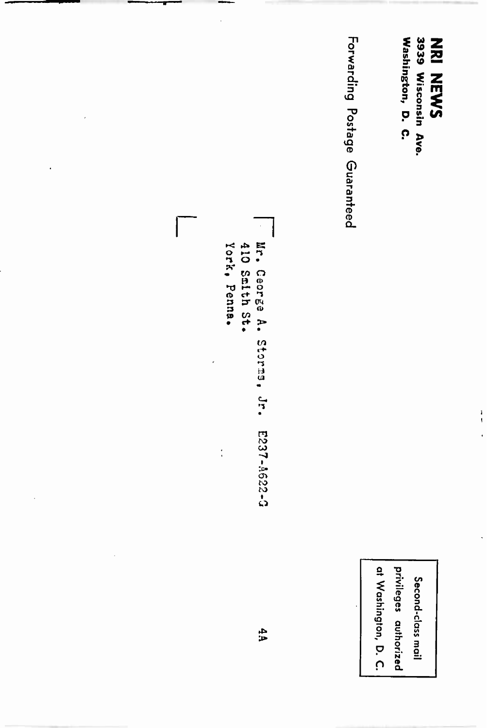**NRI NEWS**
3939 Wisconsin Ave.
Washington, D. C.

Forwarding Postage Guaranteed

Second-class mail
privileges authorized
at Washington, D. C.

Mr. George A. Storms, Jr. E237-A622-G
410 Smith St.
York, Penna.

4A